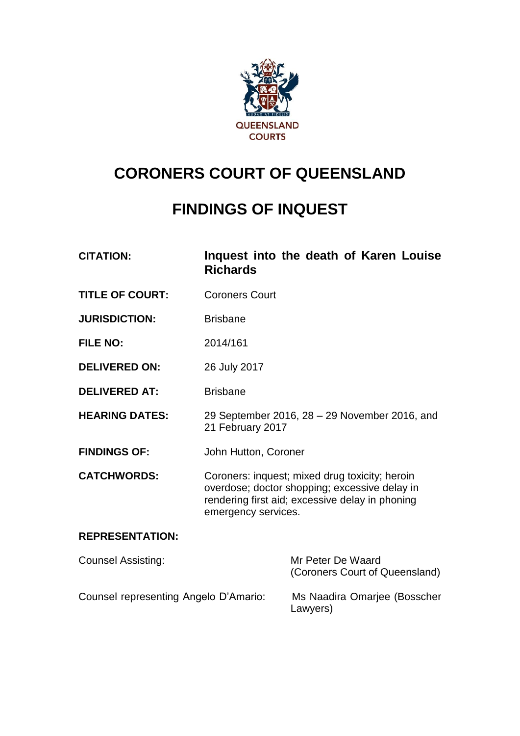QUEENSLAND COURTS

# CORONERS COURT OF QUEENSLAND

# FINDINGS OF INQUEST

| | |
|---|---|
| **CITATION:** | **Inquest into the death of Karen Louise Richards** |
| **TITLE OF COURT:** | Coroners Court |
| **JURISDICTION:** | Brisbane |
| **FILE NO:** | 2014/161 |
| **DELIVERED ON:** | 26 July 2017 |
| **DELIVERED AT:** | Brisbane |
| **HEARING DATES:** | 29 September 2016, 28 – 29 November 2016, and 21 February 2017 |
| **FINDINGS OF:** | John Hutton, Coroner |
| **CATCHWORDS:** | Coroners: inquest; mixed drug toxicity; heroin overdose; doctor shopping; excessive delay in rendering first aid; excessive delay in phoning emergency services. |

**REPRESENTATION:**

| | |
|---|---|
| Counsel Assisting: | Mr Peter De Waard (Coroners Court of Queensland) |
| Counsel representing Angelo D'Amario: | Ms Naadira Omarjee (Bosscher Lawyers) |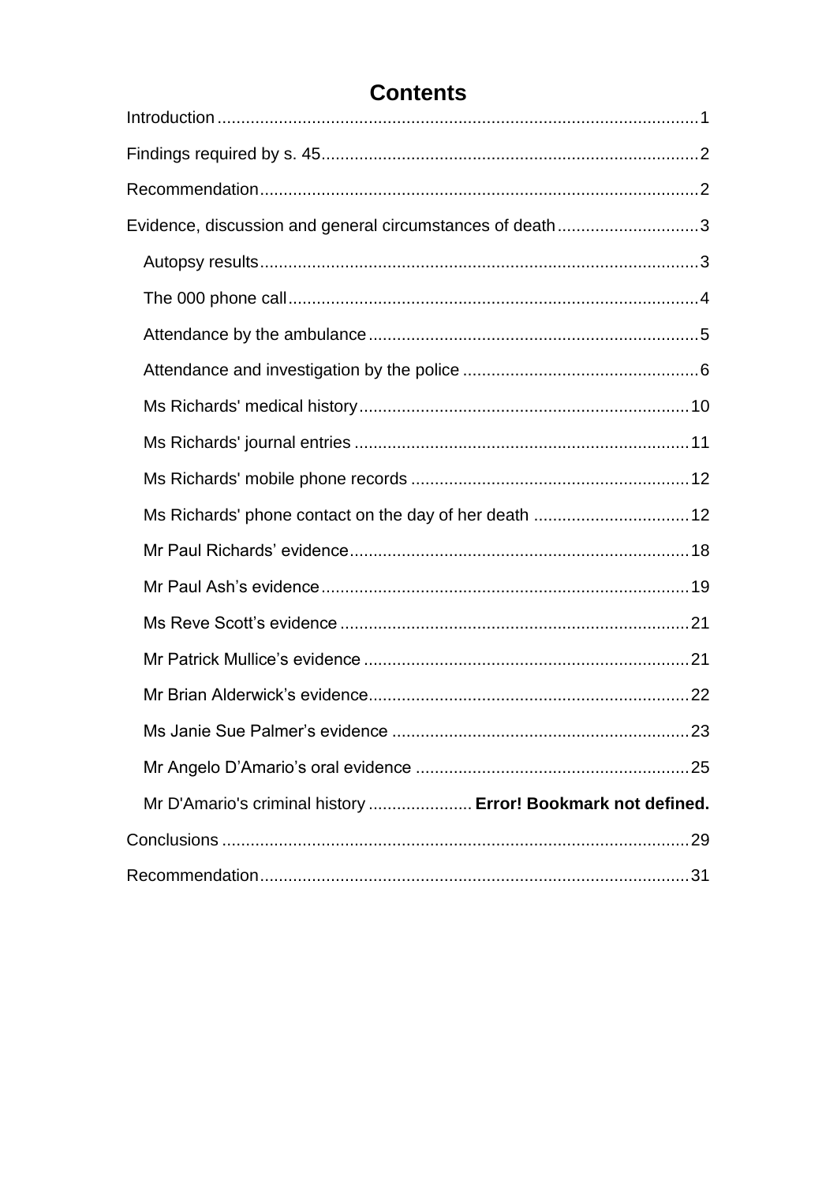# Contents

Introduction ........................................................................................................1

Findings required by s. 45...............................................................................2

Recommendation...........................................................................................2

Evidence, discussion and general circumstances of death..............................3

- Autopsy results...........................................................................................3
- The 000 phone call.....................................................................................4
- Attendance by the ambulance....................................................................5
- Attendance and investigation by the police ................................................6
- Ms Richards' medical history....................................................................10
- Ms Richards' journal entries .....................................................................11
- Ms Richards' mobile phone records ..........................................................12
- Ms Richards' phone contact on the day of her death ................................12
- Mr Paul Richards' evidence......................................................................18
- Mr Paul Ash's evidence............................................................................19
- Ms Reve Scott's evidence .........................................................................21
- Mr Patrick Mullice's evidence ...................................................................21
- Mr Brian Alderwick's evidence..................................................................22
- Ms Janie Sue Palmer's evidence ..............................................................23
- Mr Angelo D'Amario's oral evidence .........................................................25
- Mr D'Amario's criminal history ..................... **Error! Bookmark not defined.**

Conclusions ..................................................................................................29

Recommendation...........................................................................................31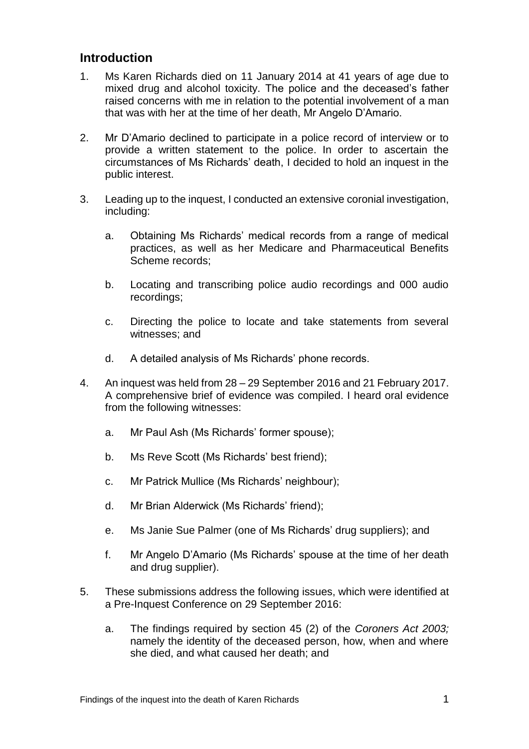## Introduction

1. Ms Karen Richards died on 11 January 2014 at 41 years of age due to mixed drug and alcohol toxicity. The police and the deceased's father raised concerns with me in relation to the potential involvement of a man that was with her at the time of her death, Mr Angelo D'Amario.

2. Mr D'Amario declined to participate in a police record of interview or to provide a written statement to the police. In order to ascertain the circumstances of Ms Richards' death, I decided to hold an inquest in the public interest.

3. Leading up to the inquest, I conducted an extensive coronial investigation, including:

   a. Obtaining Ms Richards' medical records from a range of medical practices, as well as her Medicare and Pharmaceutical Benefits Scheme records;

   b. Locating and transcribing police audio recordings and 000 audio recordings;

   c. Directing the police to locate and take statements from several witnesses; and

   d. A detailed analysis of Ms Richards' phone records.

4. An inquest was held from 28 – 29 September 2016 and 21 February 2017. A comprehensive brief of evidence was compiled. I heard oral evidence from the following witnesses:

   a. Mr Paul Ash (Ms Richards' former spouse);

   b. Ms Reve Scott (Ms Richards' best friend);

   c. Mr Patrick Mullice (Ms Richards' neighbour);

   d. Mr Brian Alderwick (Ms Richards' friend);

   e. Ms Janie Sue Palmer (one of Ms Richards' drug suppliers); and

   f. Mr Angelo D'Amario (Ms Richards' spouse at the time of her death and drug supplier).

5. These submissions address the following issues, which were identified at a Pre-Inquest Conference on 29 September 2016:

   a. The findings required by section 45 (2) of the *Coroners Act 2003;* namely the identity of the deceased person, how, when and where she died, and what caused her death; and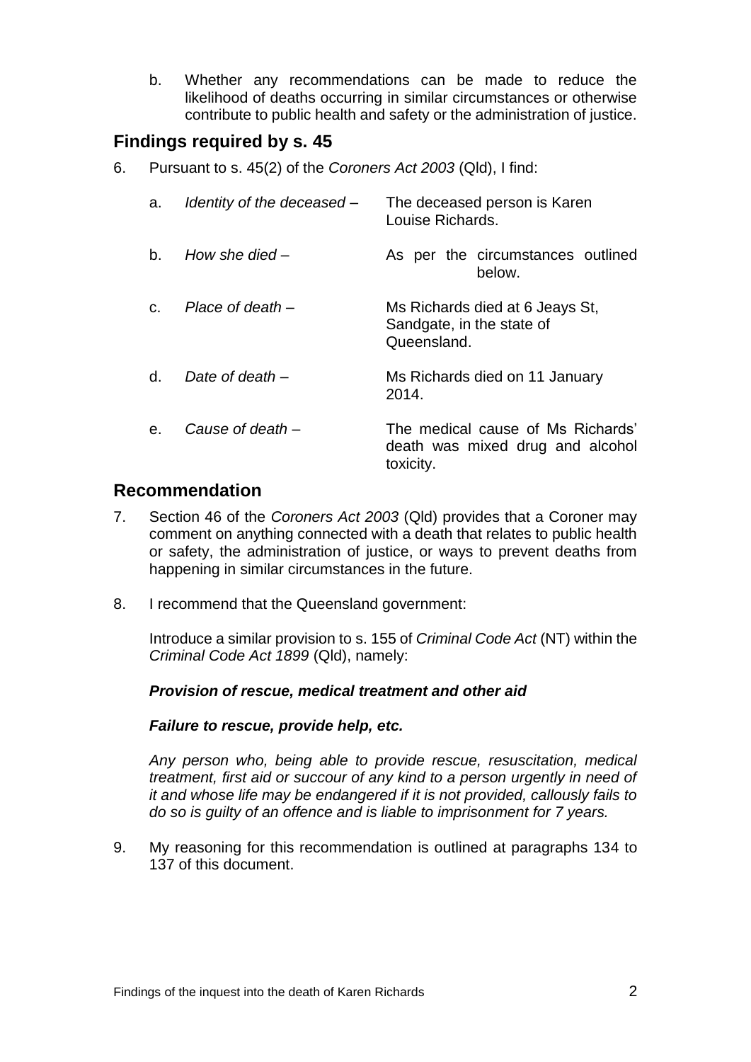b. Whether any recommendations can be made to reduce the likelihood of deaths occurring in similar circumstances or otherwise contribute to public health and safety or the administration of justice.

## Findings required by s. 45

6. Pursuant to s. 45(2) of the *Coroners Act 2003* (Qld), I find:

   a. *Identity of the deceased* – The deceased person is Karen Louise Richards.

   b. *How she died* – As per the circumstances outlined below.

   c. *Place of death* – Ms Richards died at 6 Jeays St, Sandgate, in the state of Queensland.

   d. *Date of death* – Ms Richards died on 11 January 2014.

   e. *Cause of death* – The medical cause of Ms Richards' death was mixed drug and alcohol toxicity.

## Recommendation

7. Section 46 of the *Coroners Act 2003* (Qld) provides that a Coroner may comment on anything connected with a death that relates to public health or safety, the administration of justice, or ways to prevent deaths from happening in similar circumstances in the future.

8. I recommend that the Queensland government:

   Introduce a similar provision to s. 155 of *Criminal Code Act* (NT) within the *Criminal Code Act 1899* (Qld), namely:

   ***Provision of rescue, medical treatment and other aid***

   ***Failure to rescue, provide help, etc.***

   *Any person who, being able to provide rescue, resuscitation, medical treatment, first aid or succour of any kind to a person urgently in need of it and whose life may be endangered if it is not provided, callously fails to do so is guilty of an offence and is liable to imprisonment for 7 years.*

9. My reasoning for this recommendation is outlined at paragraphs 134 to 137 of this document.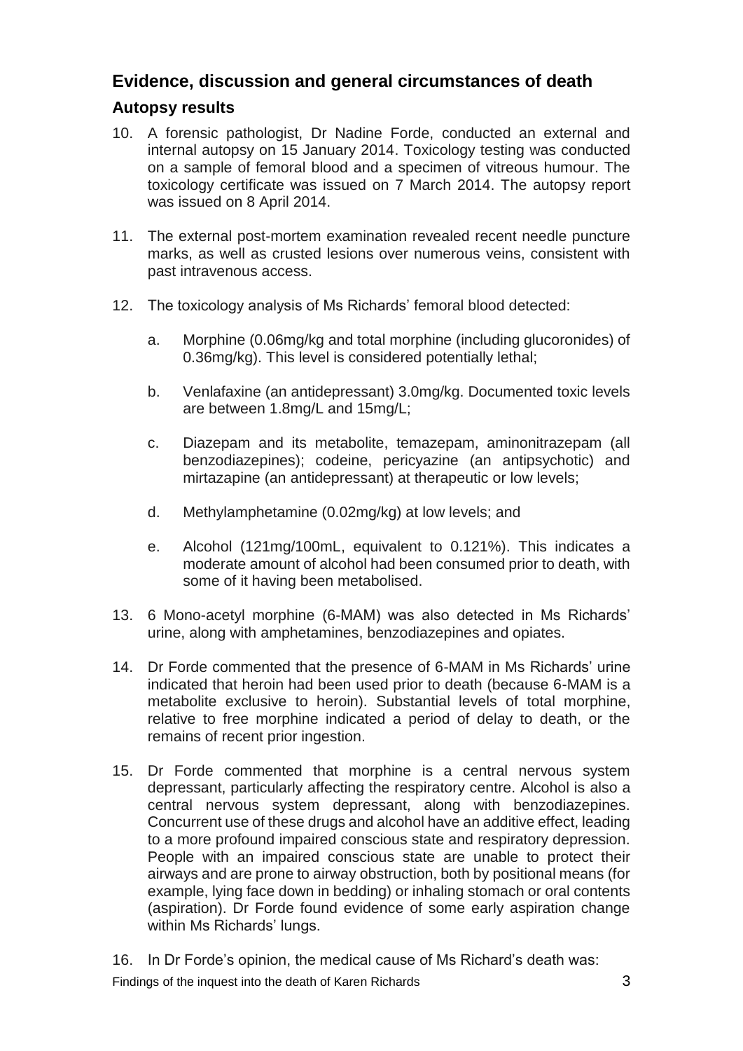## Evidence, discussion and general circumstances of death

### Autopsy results

10. A forensic pathologist, Dr Nadine Forde, conducted an external and internal autopsy on 15 January 2014. Toxicology testing was conducted on a sample of femoral blood and a specimen of vitreous humour. The toxicology certificate was issued on 7 March 2014. The autopsy report was issued on 8 April 2014.

11. The external post-mortem examination revealed recent needle puncture marks, as well as crusted lesions over numerous veins, consistent with past intravenous access.

12. The toxicology analysis of Ms Richards' femoral blood detected:

    a. Morphine (0.06mg/kg and total morphine (including glucoronides) of 0.36mg/kg). This level is considered potentially lethal;

    b. Venlafaxine (an antidepressant) 3.0mg/kg. Documented toxic levels are between 1.8mg/L and 15mg/L;

    c. Diazepam and its metabolite, temazepam, aminonitrazepam (all benzodiazepines); codeine, pericyazine (an antipsychotic) and mirtazapine (an antidepressant) at therapeutic or low levels;

    d. Methylamphetamine (0.02mg/kg) at low levels; and

    e. Alcohol (121mg/100mL, equivalent to 0.121%). This indicates a moderate amount of alcohol had been consumed prior to death, with some of it having been metabolised.

13. 6 Mono-acetyl morphine (6-MAM) was also detected in Ms Richards' urine, along with amphetamines, benzodiazepines and opiates.

14. Dr Forde commented that the presence of 6-MAM in Ms Richards' urine indicated that heroin had been used prior to death (because 6-MAM is a metabolite exclusive to heroin). Substantial levels of total morphine, relative to free morphine indicated a period of delay to death, or the remains of recent prior ingestion.

15. Dr Forde commented that morphine is a central nervous system depressant, particularly affecting the respiratory centre. Alcohol is also a central nervous system depressant, along with benzodiazepines. Concurrent use of these drugs and alcohol have an additive effect, leading to a more profound impaired conscious state and respiratory depression. People with an impaired conscious state are unable to protect their airways and are prone to airway obstruction, both by positional means (for example, lying face down in bedding) or inhaling stomach or oral contents (aspiration). Dr Forde found evidence of some early aspiration change within Ms Richards' lungs.

16. In Dr Forde's opinion, the medical cause of Ms Richard's death was: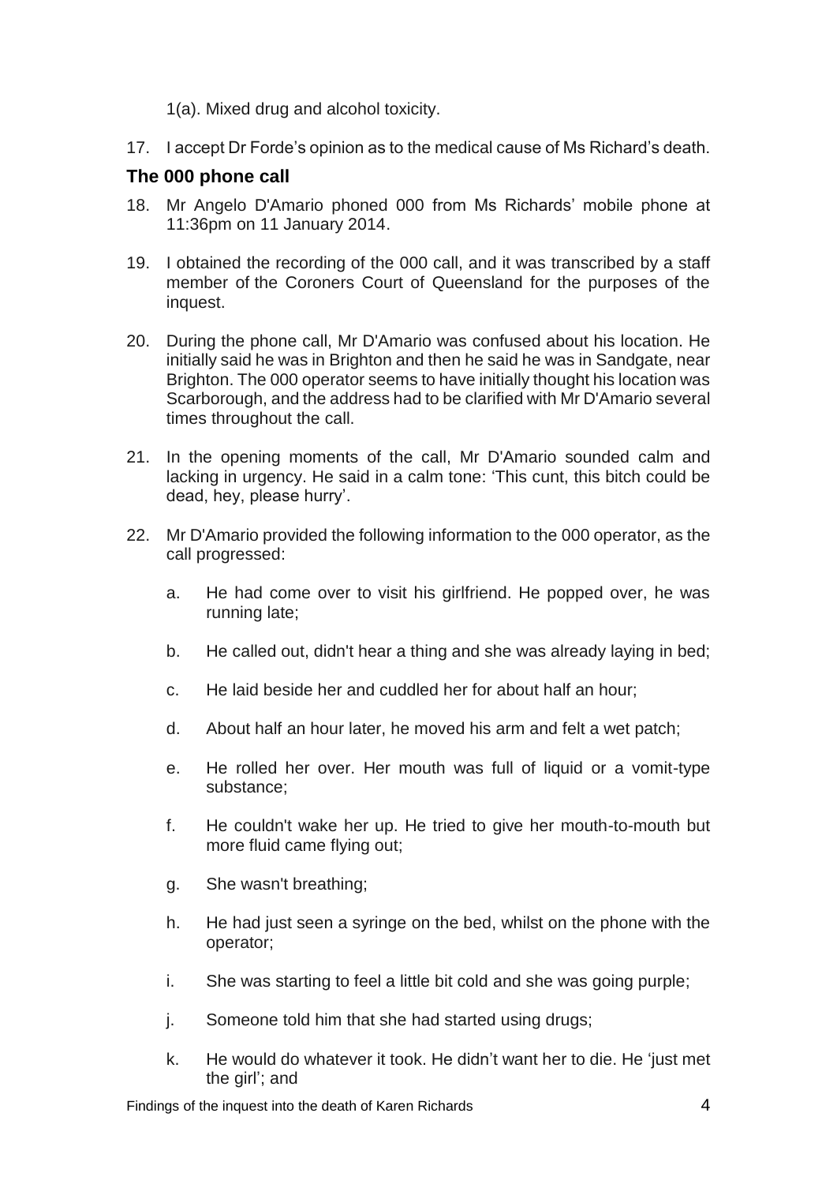1(a). Mixed drug and alcohol toxicity.

17. I accept Dr Forde's opinion as to the medical cause of Ms Richard's death.

## The 000 phone call

18. Mr Angelo D'Amario phoned 000 from Ms Richards' mobile phone at 11:36pm on 11 January 2014.

19. I obtained the recording of the 000 call, and it was transcribed by a staff member of the Coroners Court of Queensland for the purposes of the inquest.

20. During the phone call, Mr D'Amario was confused about his location. He initially said he was in Brighton and then he said he was in Sandgate, near Brighton. The 000 operator seems to have initially thought his location was Scarborough, and the address had to be clarified with Mr D'Amario several times throughout the call.

21. In the opening moments of the call, Mr D'Amario sounded calm and lacking in urgency. He said in a calm tone: 'This cunt, this bitch could be dead, hey, please hurry'.

22. Mr D'Amario provided the following information to the 000 operator, as the call progressed:

    a. He had come over to visit his girlfriend. He popped over, he was running late;

    b. He called out, didn't hear a thing and she was already laying in bed;

    c. He laid beside her and cuddled her for about half an hour;

    d. About half an hour later, he moved his arm and felt a wet patch;

    e. He rolled her over. Her mouth was full of liquid or a vomit-type substance;

    f. He couldn't wake her up. He tried to give her mouth-to-mouth but more fluid came flying out;

    g. She wasn't breathing;

    h. He had just seen a syringe on the bed, whilst on the phone with the operator;

    i. She was starting to feel a little bit cold and she was going purple;

    j. Someone told him that she had started using drugs;

    k. He would do whatever it took. He didn't want her to die. He 'just met the girl'; and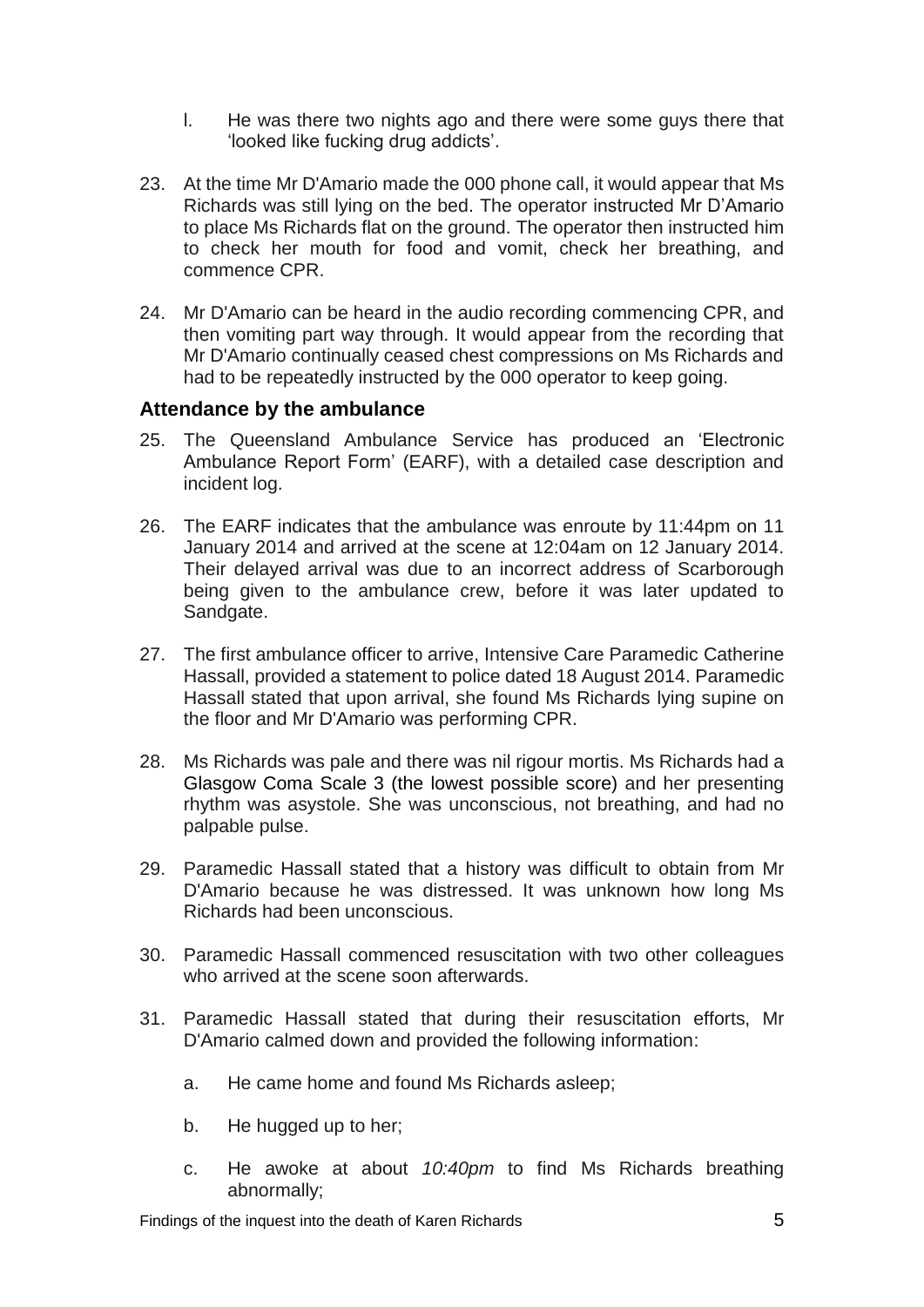l. He was there two nights ago and there were some guys there that 'looked like fucking drug addicts'.

23. At the time Mr D'Amario made the 000 phone call, it would appear that Ms Richards was still lying on the bed. The operator instructed Mr D'Amario to place Ms Richards flat on the ground. The operator then instructed him to check her mouth for food and vomit, check her breathing, and commence CPR.

24. Mr D'Amario can be heard in the audio recording commencing CPR, and then vomiting part way through. It would appear from the recording that Mr D'Amario continually ceased chest compressions on Ms Richards and had to be repeatedly instructed by the 000 operator to keep going.

### Attendance by the ambulance

25. The Queensland Ambulance Service has produced an 'Electronic Ambulance Report Form' (EARF), with a detailed case description and incident log.

26. The EARF indicates that the ambulance was enroute by 11:44pm on 11 January 2014 and arrived at the scene at 12:04am on 12 January 2014. Their delayed arrival was due to an incorrect address of Scarborough being given to the ambulance crew, before it was later updated to Sandgate.

27. The first ambulance officer to arrive, Intensive Care Paramedic Catherine Hassall, provided a statement to police dated 18 August 2014. Paramedic Hassall stated that upon arrival, she found Ms Richards lying supine on the floor and Mr D'Amario was performing CPR.

28. Ms Richards was pale and there was nil rigour mortis. Ms Richards had a Glasgow Coma Scale 3 (the lowest possible score) and her presenting rhythm was asystole. She was unconscious, not breathing, and had no palpable pulse.

29. Paramedic Hassall stated that a history was difficult to obtain from Mr D'Amario because he was distressed. It was unknown how long Ms Richards had been unconscious.

30. Paramedic Hassall commenced resuscitation with two other colleagues who arrived at the scene soon afterwards.

31. Paramedic Hassall stated that during their resuscitation efforts, Mr D'Amario calmed down and provided the following information:

    a. He came home and found Ms Richards asleep;

    b. He hugged up to her;

    c. He awoke at about *10:40pm* to find Ms Richards breathing abnormally;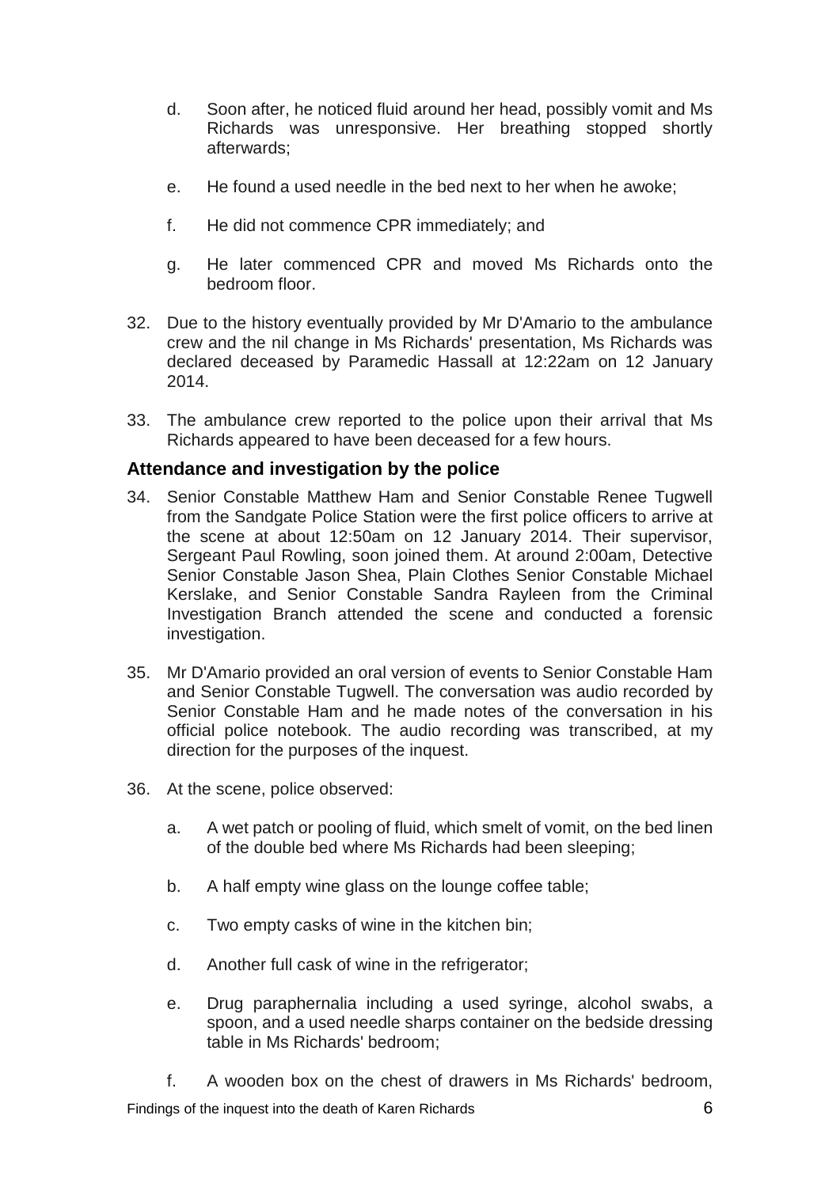d. Soon after, he noticed fluid around her head, possibly vomit and Ms Richards was unresponsive. Her breathing stopped shortly afterwards;

e. He found a used needle in the bed next to her when he awoke;

f. He did not commence CPR immediately; and

g. He later commenced CPR and moved Ms Richards onto the bedroom floor.

32. Due to the history eventually provided by Mr D'Amario to the ambulance crew and the nil change in Ms Richards' presentation, Ms Richards was declared deceased by Paramedic Hassall at 12:22am on 12 January 2014.

33. The ambulance crew reported to the police upon their arrival that Ms Richards appeared to have been deceased for a few hours.

## Attendance and investigation by the police

34. Senior Constable Matthew Ham and Senior Constable Renee Tugwell from the Sandgate Police Station were the first police officers to arrive at the scene at about 12:50am on 12 January 2014. Their supervisor, Sergeant Paul Rowling, soon joined them. At around 2:00am, Detective Senior Constable Jason Shea, Plain Clothes Senior Constable Michael Kerslake, and Senior Constable Sandra Rayleen from the Criminal Investigation Branch attended the scene and conducted a forensic investigation.

35. Mr D'Amario provided an oral version of events to Senior Constable Ham and Senior Constable Tugwell. The conversation was audio recorded by Senior Constable Ham and he made notes of the conversation in his official police notebook. The audio recording was transcribed, at my direction for the purposes of the inquest.

36. At the scene, police observed:

    a. A wet patch or pooling of fluid, which smelt of vomit, on the bed linen of the double bed where Ms Richards had been sleeping;

    b. A half empty wine glass on the lounge coffee table;

    c. Two empty casks of wine in the kitchen bin;

    d. Another full cask of wine in the refrigerator;

    e. Drug paraphernalia including a used syringe, alcohol swabs, a spoon, and a used needle sharps container on the bedside dressing table in Ms Richards' bedroom;

    f. A wooden box on the chest of drawers in Ms Richards' bedroom,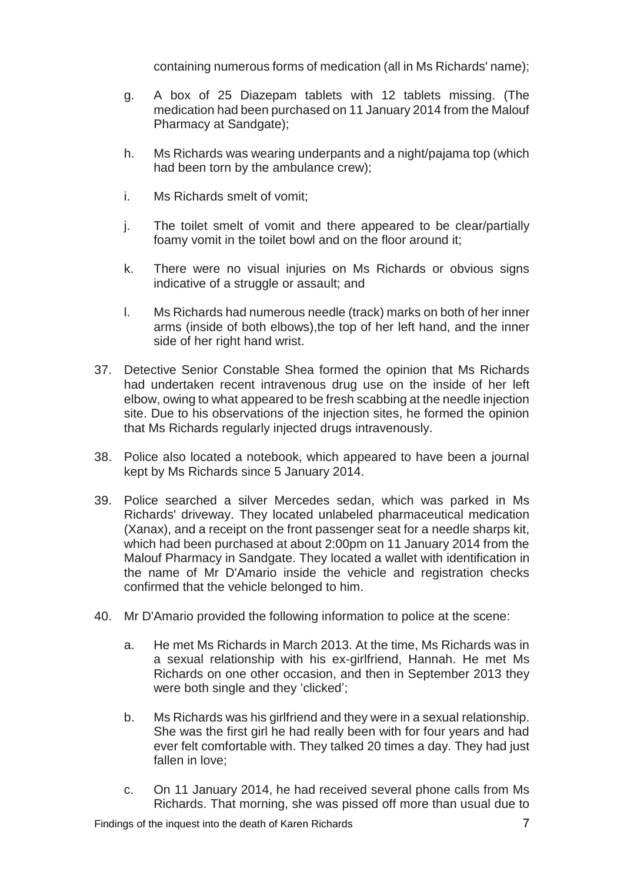containing numerous forms of medication (all in Ms Richards' name);

g. A box of 25 Diazepam tablets with 12 tablets missing. (The medication had been purchased on 11 January 2014 from the Malouf Pharmacy at Sandgate);

h. Ms Richards was wearing underpants and a night/pajama top (which had been torn by the ambulance crew);

i. Ms Richards smelt of vomit;

j. The toilet smelt of vomit and there appeared to be clear/partially foamy vomit in the toilet bowl and on the floor around it;

k. There were no visual injuries on Ms Richards or obvious signs indicative of a struggle or assault; and

l. Ms Richards had numerous needle (track) marks on both of her inner arms (inside of both elbows),the top of her left hand, and the inner side of her right hand wrist.

37. Detective Senior Constable Shea formed the opinion that Ms Richards had undertaken recent intravenous drug use on the inside of her left elbow, owing to what appeared to be fresh scabbing at the needle injection site. Due to his observations of the injection sites, he formed the opinion that Ms Richards regularly injected drugs intravenously.

38. Police also located a notebook, which appeared to have been a journal kept by Ms Richards since 5 January 2014.

39. Police searched a silver Mercedes sedan, which was parked in Ms Richards' driveway. They located unlabeled pharmaceutical medication (Xanax), and a receipt on the front passenger seat for a needle sharps kit, which had been purchased at about 2:00pm on 11 January 2014 from the Malouf Pharmacy in Sandgate. They located a wallet with identification in the name of Mr D'Amario inside the vehicle and registration checks confirmed that the vehicle belonged to him.

40. Mr D'Amario provided the following information to police at the scene:

a. He met Ms Richards in March 2013. At the time, Ms Richards was in a sexual relationship with his ex-girlfriend, Hannah. He met Ms Richards on one other occasion, and then in September 2013 they were both single and they 'clicked';

b. Ms Richards was his girlfriend and they were in a sexual relationship. She was the first girl he had really been with for four years and had ever felt comfortable with. They talked 20 times a day. They had just fallen in love;

c. On 11 January 2014, he had received several phone calls from Ms Richards. That morning, she was pissed off more than usual due to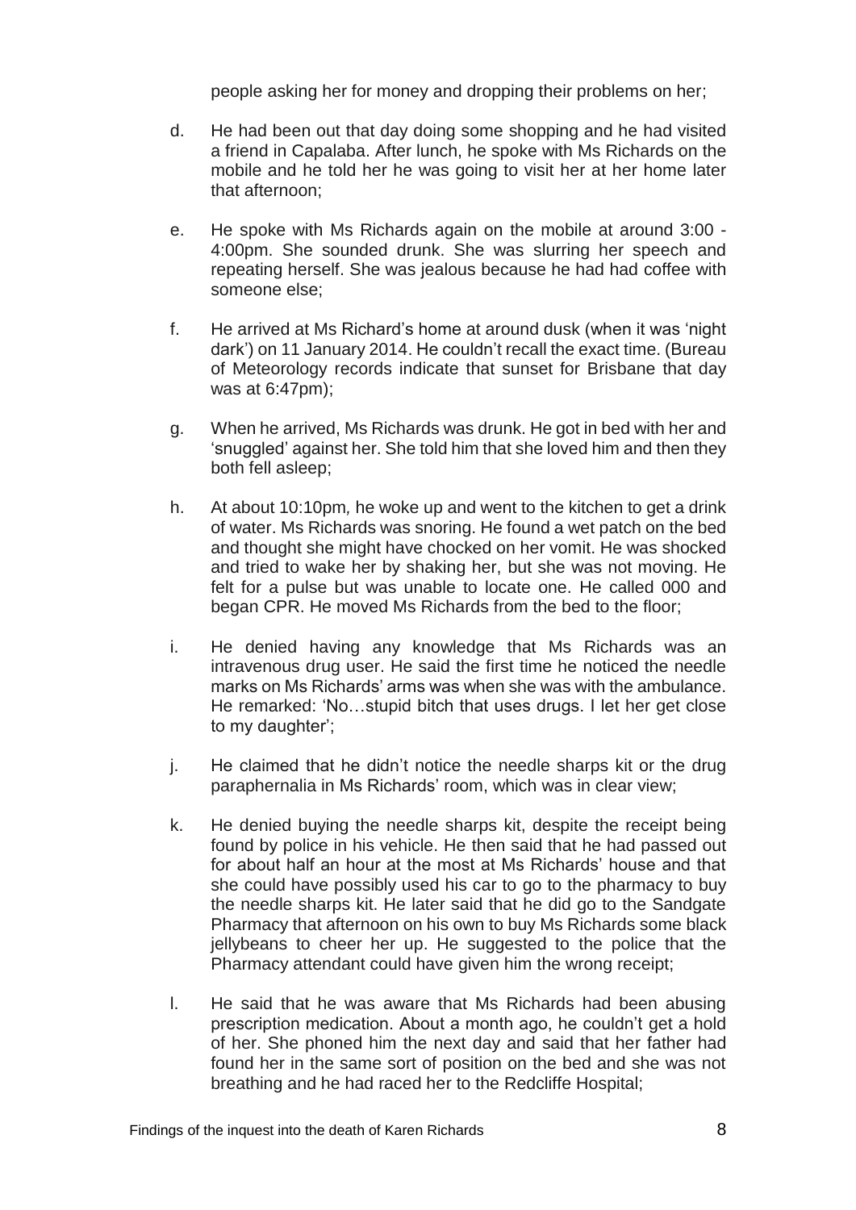people asking her for money and dropping their problems on her;

d. He had been out that day doing some shopping and he had visited a friend in Capalaba. After lunch, he spoke with Ms Richards on the mobile and he told her he was going to visit her at her home later that afternoon;

e. He spoke with Ms Richards again on the mobile at around 3:00 - 4:00pm. She sounded drunk. She was slurring her speech and repeating herself. She was jealous because he had had coffee with someone else;

f. He arrived at Ms Richard's home at around dusk (when it was 'night dark') on 11 January 2014. He couldn't recall the exact time. (Bureau of Meteorology records indicate that sunset for Brisbane that day was at 6:47pm);

g. When he arrived, Ms Richards was drunk. He got in bed with her and 'snuggled' against her. She told him that she loved him and then they both fell asleep;

h. At about 10:10pm*,* he woke up and went to the kitchen to get a drink of water. Ms Richards was snoring. He found a wet patch on the bed and thought she might have chocked on her vomit. He was shocked and tried to wake her by shaking her, but she was not moving. He felt for a pulse but was unable to locate one. He called 000 and began CPR. He moved Ms Richards from the bed to the floor;

i. He denied having any knowledge that Ms Richards was an intravenous drug user. He said the first time he noticed the needle marks on Ms Richards' arms was when she was with the ambulance. He remarked: 'No…stupid bitch that uses drugs. I let her get close to my daughter';

j. He claimed that he didn't notice the needle sharps kit or the drug paraphernalia in Ms Richards' room, which was in clear view;

k. He denied buying the needle sharps kit, despite the receipt being found by police in his vehicle. He then said that he had passed out for about half an hour at the most at Ms Richards' house and that she could have possibly used his car to go to the pharmacy to buy the needle sharps kit. He later said that he did go to the Sandgate Pharmacy that afternoon on his own to buy Ms Richards some black jellybeans to cheer her up. He suggested to the police that the Pharmacy attendant could have given him the wrong receipt;

l. He said that he was aware that Ms Richards had been abusing prescription medication. About a month ago, he couldn't get a hold of her. She phoned him the next day and said that her father had found her in the same sort of position on the bed and she was not breathing and he had raced her to the Redcliffe Hospital;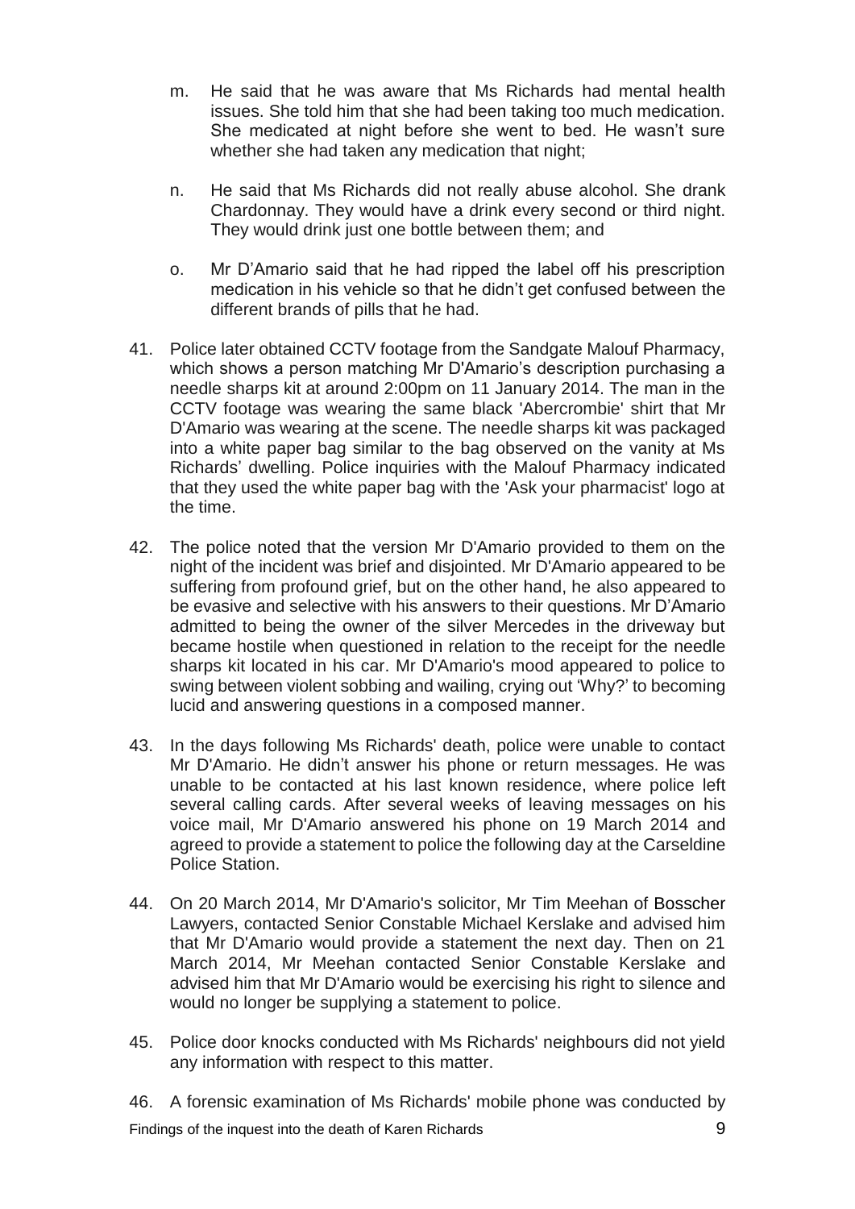m. He said that he was aware that Ms Richards had mental health issues. She told him that she had been taking too much medication. She medicated at night before she went to bed. He wasn't sure whether she had taken any medication that night;

n. He said that Ms Richards did not really abuse alcohol. She drank Chardonnay. They would have a drink every second or third night. They would drink just one bottle between them; and

o. Mr D'Amario said that he had ripped the label off his prescription medication in his vehicle so that he didn't get confused between the different brands of pills that he had.

41. Police later obtained CCTV footage from the Sandgate Malouf Pharmacy, which shows a person matching Mr D'Amario's description purchasing a needle sharps kit at around 2:00pm on 11 January 2014. The man in the CCTV footage was wearing the same black 'Abercrombie' shirt that Mr D'Amario was wearing at the scene. The needle sharps kit was packaged into a white paper bag similar to the bag observed on the vanity at Ms Richards' dwelling. Police inquiries with the Malouf Pharmacy indicated that they used the white paper bag with the 'Ask your pharmacist' logo at the time.

42. The police noted that the version Mr D'Amario provided to them on the night of the incident was brief and disjointed. Mr D'Amario appeared to be suffering from profound grief, but on the other hand, he also appeared to be evasive and selective with his answers to their questions. Mr D'Amario admitted to being the owner of the silver Mercedes in the driveway but became hostile when questioned in relation to the receipt for the needle sharps kit located in his car. Mr D'Amario's mood appeared to police to swing between violent sobbing and wailing, crying out 'Why?' to becoming lucid and answering questions in a composed manner.

43. In the days following Ms Richards' death, police were unable to contact Mr D'Amario. He didn't answer his phone or return messages. He was unable to be contacted at his last known residence, where police left several calling cards. After several weeks of leaving messages on his voice mail, Mr D'Amario answered his phone on 19 March 2014 and agreed to provide a statement to police the following day at the Carseldine Police Station.

44. On 20 March 2014, Mr D'Amario's solicitor, Mr Tim Meehan of Bosscher Lawyers, contacted Senior Constable Michael Kerslake and advised him that Mr D'Amario would provide a statement the next day. Then on 21 March 2014, Mr Meehan contacted Senior Constable Kerslake and advised him that Mr D'Amario would be exercising his right to silence and would no longer be supplying a statement to police.

45. Police door knocks conducted with Ms Richards' neighbours did not yield any information with respect to this matter.

46. A forensic examination of Ms Richards' mobile phone was conducted by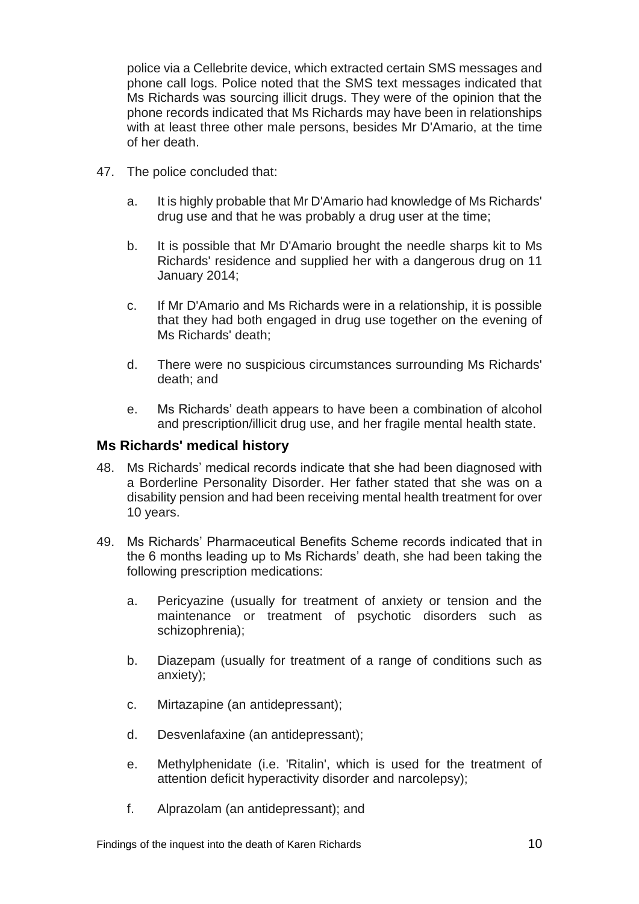police via a Cellebrite device, which extracted certain SMS messages and phone call logs. Police noted that the SMS text messages indicated that Ms Richards was sourcing illicit drugs. They were of the opinion that the phone records indicated that Ms Richards may have been in relationships with at least three other male persons, besides Mr D'Amario, at the time of her death.

47. The police concluded that:

    a. It is highly probable that Mr D'Amario had knowledge of Ms Richards' drug use and that he was probably a drug user at the time;

    b. It is possible that Mr D'Amario brought the needle sharps kit to Ms Richards' residence and supplied her with a dangerous drug on 11 January 2014;

    c. If Mr D'Amario and Ms Richards were in a relationship, it is possible that they had both engaged in drug use together on the evening of Ms Richards' death;

    d. There were no suspicious circumstances surrounding Ms Richards' death; and

    e. Ms Richards' death appears to have been a combination of alcohol and prescription/illicit drug use, and her fragile mental health state.

### Ms Richards' medical history

48. Ms Richards' medical records indicate that she had been diagnosed with a Borderline Personality Disorder. Her father stated that she was on a disability pension and had been receiving mental health treatment for over 10 years.

49. Ms Richards' Pharmaceutical Benefits Scheme records indicated that in the 6 months leading up to Ms Richards' death, she had been taking the following prescription medications:

    a. Pericyazine (usually for treatment of anxiety or tension and the maintenance or treatment of psychotic disorders such as schizophrenia);

    b. Diazepam (usually for treatment of a range of conditions such as anxiety);

    c. Mirtazapine (an antidepressant);

    d. Desvenlafaxine (an antidepressant);

    e. Methylphenidate (i.e. 'Ritalin', which is used for the treatment of attention deficit hyperactivity disorder and narcolepsy);

    f. Alprazolam (an antidepressant); and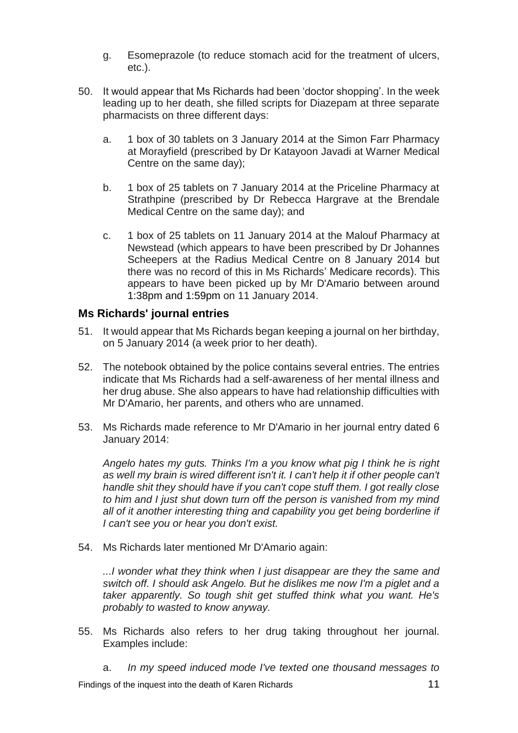g. Esomeprazole (to reduce stomach acid for the treatment of ulcers, etc.).

50. It would appear that Ms Richards had been 'doctor shopping'. In the week leading up to her death, she filled scripts for Diazepam at three separate pharmacists on three different days:

    a. 1 box of 30 tablets on 3 January 2014 at the Simon Farr Pharmacy at Morayfield (prescribed by Dr Katayoon Javadi at Warner Medical Centre on the same day);

    b. 1 box of 25 tablets on 7 January 2014 at the Priceline Pharmacy at Strathpine (prescribed by Dr Rebecca Hargrave at the Brendale Medical Centre on the same day); and

    c. 1 box of 25 tablets on 11 January 2014 at the Malouf Pharmacy at Newstead (which appears to have been prescribed by Dr Johannes Scheepers at the Radius Medical Centre on 8 January 2014 but there was no record of this in Ms Richards' Medicare records). This appears to have been picked up by Mr D'Amario between around 1:38pm and 1:59pm on 11 January 2014.

## Ms Richards' journal entries

51. It would appear that Ms Richards began keeping a journal on her birthday, on 5 January 2014 (a week prior to her death).

52. The notebook obtained by the police contains several entries. The entries indicate that Ms Richards had a self-awareness of her mental illness and her drug abuse. She also appears to have had relationship difficulties with Mr D'Amario, her parents, and others who are unnamed.

53. Ms Richards made reference to Mr D'Amario in her journal entry dated 6 January 2014:

    *Angelo hates my guts. Thinks I'm a you know what pig I think he is right as well my brain is wired different isn't it. I can't help it if other people can't handle shit they should have if you can't cope stuff them. I got really close to him and I just shut down turn off the person is vanished from my mind all of it another interesting thing and capability you get being borderline if I can't see you or hear you don't exist.*

54. Ms Richards later mentioned Mr D'Amario again:

    *...I wonder what they think when I just disappear are they the same and switch off. I should ask Angelo. But he dislikes me now I'm a piglet and a taker apparently. So tough shit get stuffed think what you want. He's probably to wasted to know anyway.*

55. Ms Richards also refers to her drug taking throughout her journal. Examples include:

    a. *In my speed induced mode I've texted one thousand messages to*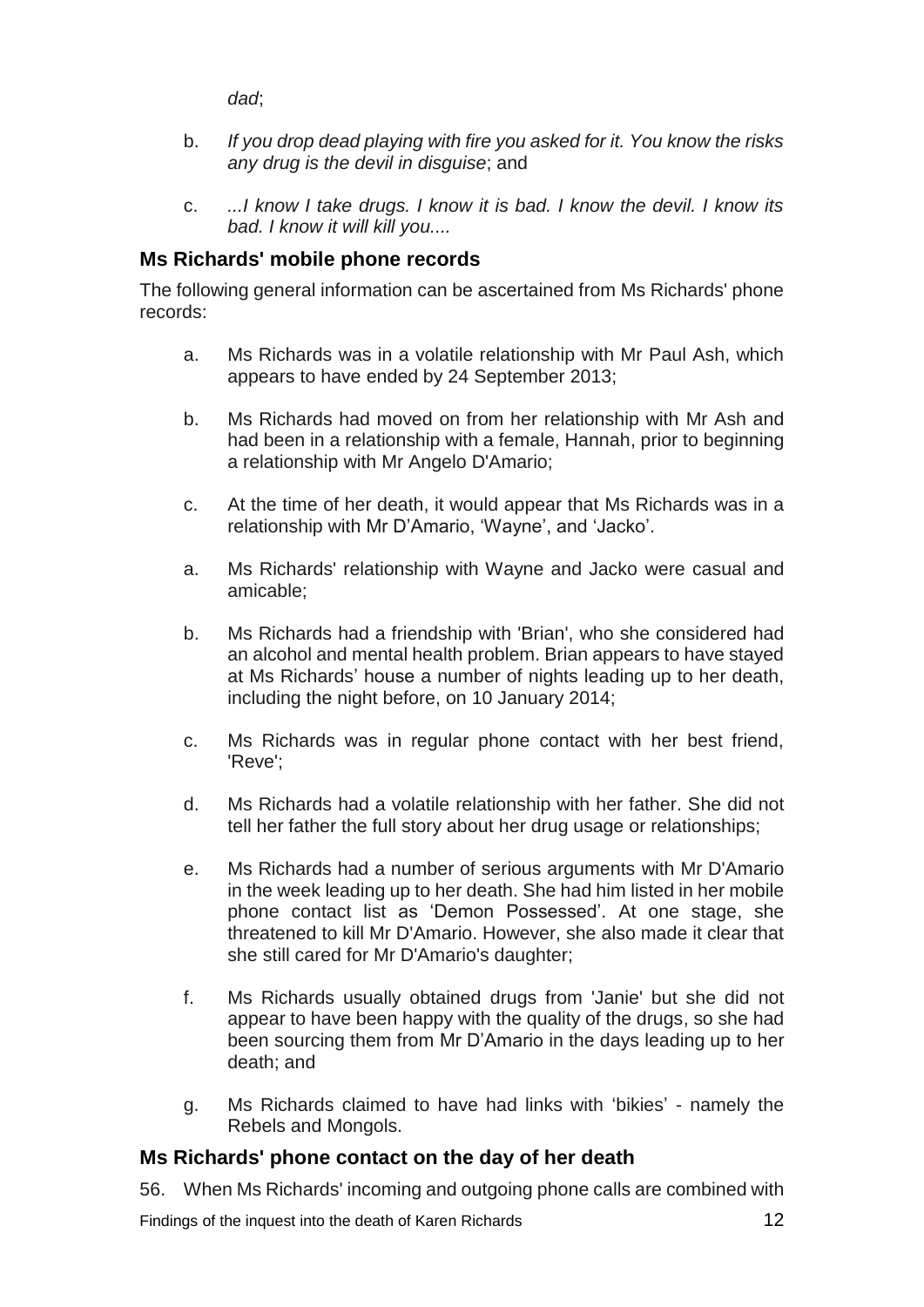*dad*;

b. *If you drop dead playing with fire you asked for it. You know the risks any drug is the devil in disguise*; and

c. *...I know I take drugs. I know it is bad. I know the devil. I know its bad. I know it will kill you....*

### Ms Richards' mobile phone records

The following general information can be ascertained from Ms Richards' phone records:

a. Ms Richards was in a volatile relationship with Mr Paul Ash, which appears to have ended by 24 September 2013;

b. Ms Richards had moved on from her relationship with Mr Ash and had been in a relationship with a female, Hannah, prior to beginning a relationship with Mr Angelo D'Amario;

c. At the time of her death, it would appear that Ms Richards was in a relationship with Mr D'Amario, 'Wayne', and 'Jacko'.

a. Ms Richards' relationship with Wayne and Jacko were casual and amicable;

b. Ms Richards had a friendship with 'Brian', who she considered had an alcohol and mental health problem. Brian appears to have stayed at Ms Richards' house a number of nights leading up to her death, including the night before, on 10 January 2014;

c. Ms Richards was in regular phone contact with her best friend, 'Reve';

d. Ms Richards had a volatile relationship with her father. She did not tell her father the full story about her drug usage or relationships;

e. Ms Richards had a number of serious arguments with Mr D'Amario in the week leading up to her death. She had him listed in her mobile phone contact list as 'Demon Possessed'. At one stage, she threatened to kill Mr D'Amario. However, she also made it clear that she still cared for Mr D'Amario's daughter;

f. Ms Richards usually obtained drugs from 'Janie' but she did not appear to have been happy with the quality of the drugs, so she had been sourcing them from Mr D'Amario in the days leading up to her death; and

g. Ms Richards claimed to have had links with 'bikies' - namely the Rebels and Mongols.

### Ms Richards' phone contact on the day of her death

56. When Ms Richards' incoming and outgoing phone calls are combined with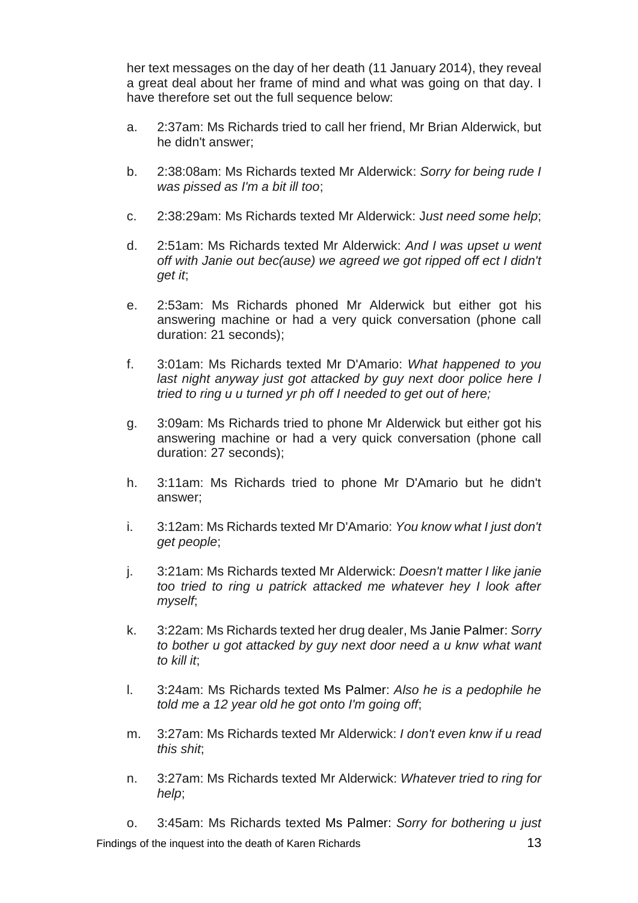her text messages on the day of her death (11 January 2014), they reveal a great deal about her frame of mind and what was going on that day. I have therefore set out the full sequence below:

a. 2:37am: Ms Richards tried to call her friend, Mr Brian Alderwick, but he didn't answer;

b. 2:38:08am: Ms Richards texted Mr Alderwick: *Sorry for being rude I was pissed as I'm a bit ill too*;

c. 2:38:29am: Ms Richards texted Mr Alderwick: J*ust need some help*;

d. 2:51am: Ms Richards texted Mr Alderwick: *And I was upset u went off with Janie out bec(ause) we agreed we got ripped off ect I didn't get it*;

e. 2:53am: Ms Richards phoned Mr Alderwick but either got his answering machine or had a very quick conversation (phone call duration: 21 seconds);

f. 3:01am: Ms Richards texted Mr D'Amario: *What happened to you last night anyway just got attacked by guy next door police here I tried to ring u u turned yr ph off I needed to get out of here;*

g. 3:09am: Ms Richards tried to phone Mr Alderwick but either got his answering machine or had a very quick conversation (phone call duration: 27 seconds);

h. 3:11am: Ms Richards tried to phone Mr D'Amario but he didn't answer;

i. 3:12am: Ms Richards texted Mr D'Amario: *You know what I just don't get people*;

j. 3:21am: Ms Richards texted Mr Alderwick: *Doesn't matter I like janie too tried to ring u patrick attacked me whatever hey I look after myself*;

k. 3:22am: Ms Richards texted her drug dealer, Ms Janie Palmer: *Sorry to bother u got attacked by guy next door need a u knw what want to kill it*;

l. 3:24am: Ms Richards texted Ms Palmer: *Also he is a pedophile he told me a 12 year old he got onto I'm going off*;

m. 3:27am: Ms Richards texted Mr Alderwick: *I don't even knw if u read this shit*;

n. 3:27am: Ms Richards texted Mr Alderwick: *Whatever tried to ring for help*;

o. 3:45am: Ms Richards texted Ms Palmer: *Sorry for bothering u just*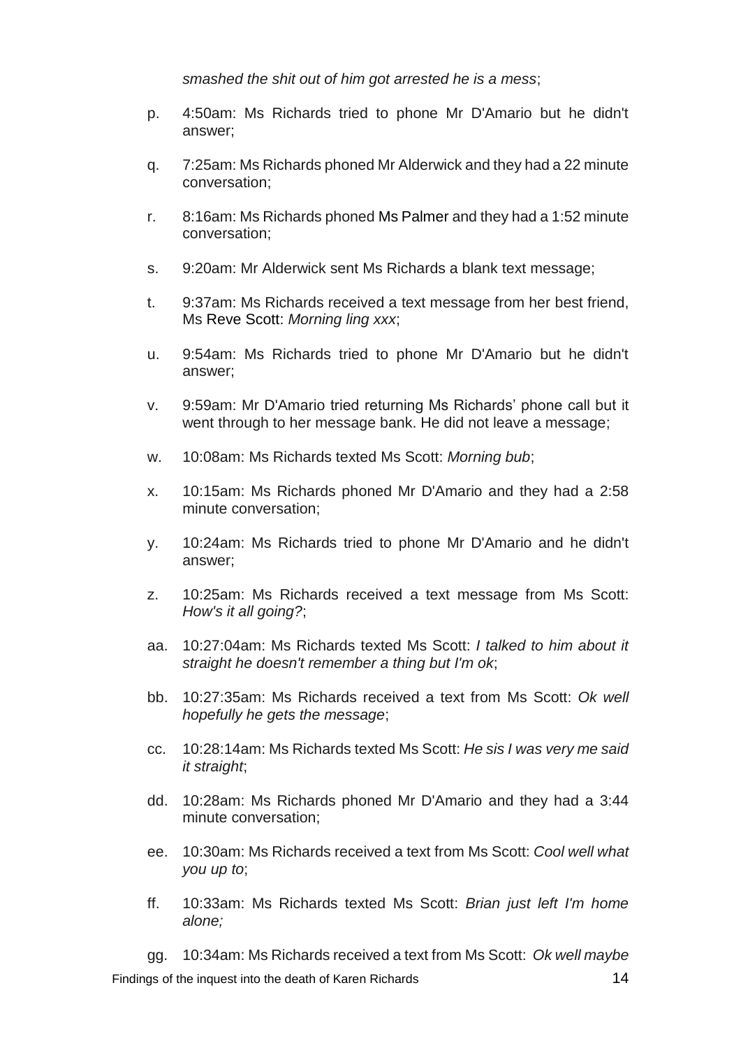*smashed the shit out of him got arrested he is a mess*;

p. 4:50am: Ms Richards tried to phone Mr D'Amario but he didn't answer;

q. 7:25am: Ms Richards phoned Mr Alderwick and they had a 22 minute conversation;

r. 8:16am: Ms Richards phoned Ms Palmer and they had a 1:52 minute conversation;

s. 9:20am: Mr Alderwick sent Ms Richards a blank text message;

t. 9:37am: Ms Richards received a text message from her best friend, Ms Reve Scott: *Morning ling xxx*;

u. 9:54am: Ms Richards tried to phone Mr D'Amario but he didn't answer;

v. 9:59am: Mr D'Amario tried returning Ms Richards' phone call but it went through to her message bank. He did not leave a message;

w. 10:08am: Ms Richards texted Ms Scott: *Morning bub*;

x. 10:15am: Ms Richards phoned Mr D'Amario and they had a 2:58 minute conversation;

y. 10:24am: Ms Richards tried to phone Mr D'Amario and he didn't answer;

z. 10:25am: Ms Richards received a text message from Ms Scott: *How's it all going?*;

aa. 10:27:04am: Ms Richards texted Ms Scott: *I talked to him about it straight he doesn't remember a thing but I'm ok*;

bb. 10:27:35am: Ms Richards received a text from Ms Scott: *Ok well hopefully he gets the message*;

cc. 10:28:14am: Ms Richards texted Ms Scott: *He sis I was very me said it straight*;

dd. 10:28am: Ms Richards phoned Mr D'Amario and they had a 3:44 minute conversation;

ee. 10:30am: Ms Richards received a text from Ms Scott: *Cool well what you up to*;

ff. 10:33am: Ms Richards texted Ms Scott: *Brian just left I'm home alone;*

gg. 10:34am: Ms Richards received a text from Ms Scott: *Ok well maybe*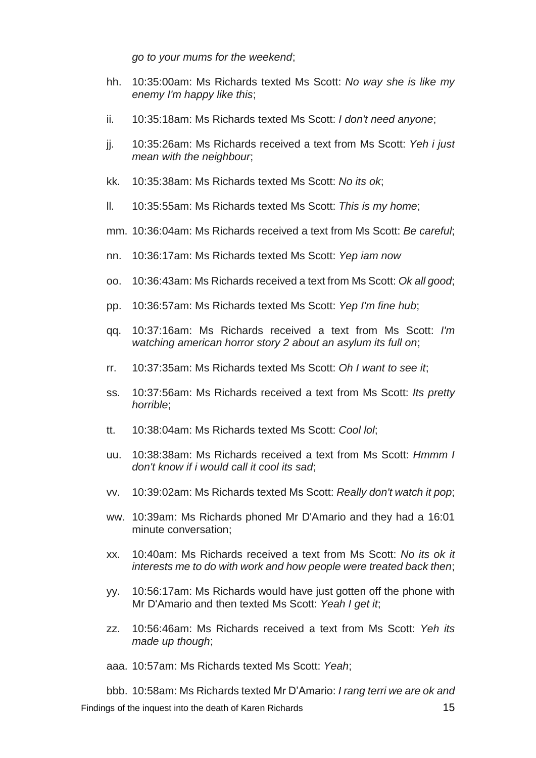*go to your mums for the weekend*;

hh. 10:35:00am: Ms Richards texted Ms Scott: *No way she is like my enemy I'm happy like this*;

ii. 10:35:18am: Ms Richards texted Ms Scott: *I don't need anyone*;

jj. 10:35:26am: Ms Richards received a text from Ms Scott: *Yeh i just mean with the neighbour*;

kk. 10:35:38am: Ms Richards texted Ms Scott: *No its ok*;

ll. 10:35:55am: Ms Richards texted Ms Scott: *This is my home*;

mm. 10:36:04am: Ms Richards received a text from Ms Scott: *Be careful*;

nn. 10:36:17am: Ms Richards texted Ms Scott: *Yep iam now*

oo. 10:36:43am: Ms Richards received a text from Ms Scott: *Ok all good*;

pp. 10:36:57am: Ms Richards texted Ms Scott: *Yep I'm fine hub*;

qq. 10:37:16am: Ms Richards received a text from Ms Scott: *I'm watching american horror story 2 about an asylum its full on*;

rr. 10:37:35am: Ms Richards texted Ms Scott: *Oh I want to see it*;

ss. 10:37:56am: Ms Richards received a text from Ms Scott: *Its pretty horrible*;

tt. 10:38:04am: Ms Richards texted Ms Scott: *Cool lol*;

uu. 10:38:38am: Ms Richards received a text from Ms Scott: *Hmmm I don't know if i would call it cool its sad*;

vv. 10:39:02am: Ms Richards texted Ms Scott: *Really don't watch it pop*;

ww. 10:39am: Ms Richards phoned Mr D'Amario and they had a 16:01 minute conversation;

xx. 10:40am: Ms Richards received a text from Ms Scott: *No its ok it interests me to do with work and how people were treated back then*;

yy. 10:56:17am: Ms Richards would have just gotten off the phone with Mr D'Amario and then texted Ms Scott: *Yeah I get it*;

zz. 10:56:46am: Ms Richards received a text from Ms Scott: *Yeh its made up though*;

aaa. 10:57am: Ms Richards texted Ms Scott: *Yeah*;

bbb. 10:58am: Ms Richards texted Mr D'Amario: *I rang terri we are ok and*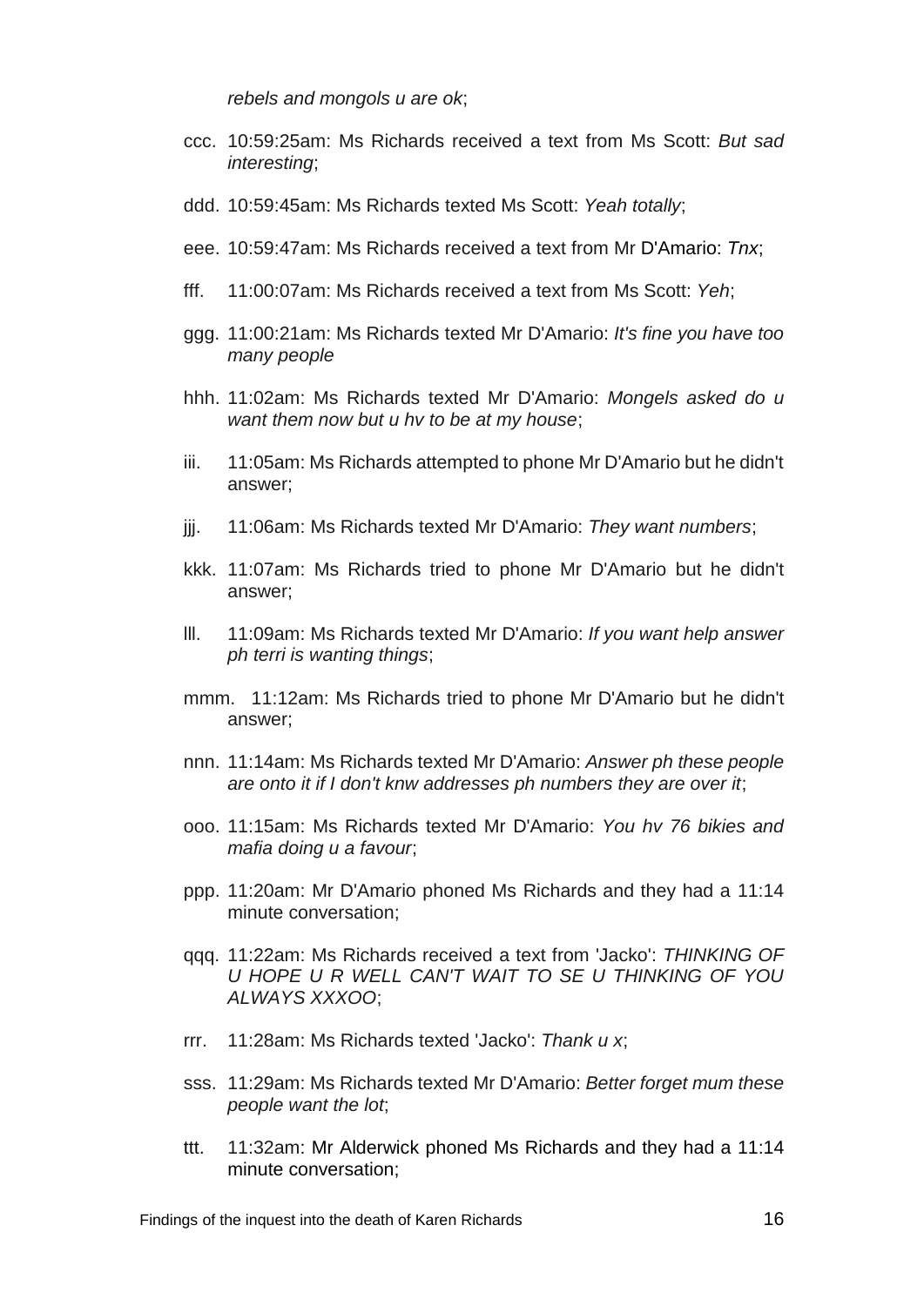*rebels and mongols u are ok*;

ccc. 10:59:25am: Ms Richards received a text from Ms Scott: *But sad interesting*;

ddd. 10:59:45am: Ms Richards texted Ms Scott: *Yeah totally*;

eee. 10:59:47am: Ms Richards received a text from Mr D'Amario: *Tnx*;

fff. 11:00:07am: Ms Richards received a text from Ms Scott: *Yeh*;

ggg. 11:00:21am: Ms Richards texted Mr D'Amario: *It's fine you have too many people*

hhh. 11:02am: Ms Richards texted Mr D'Amario: *Mongels asked do u want them now but u hv to be at my house*;

iii. 11:05am: Ms Richards attempted to phone Mr D'Amario but he didn't answer;

jjj. 11:06am: Ms Richards texted Mr D'Amario: *They want numbers*;

kkk. 11:07am: Ms Richards tried to phone Mr D'Amario but he didn't answer;

lll. 11:09am: Ms Richards texted Mr D'Amario: *If you want help answer ph terri is wanting things*;

mmm. 11:12am: Ms Richards tried to phone Mr D'Amario but he didn't answer;

nnn. 11:14am: Ms Richards texted Mr D'Amario: *Answer ph these people are onto it if I don't knw addresses ph numbers they are over it*;

ooo. 11:15am: Ms Richards texted Mr D'Amario: *You hv 76 bikies and mafia doing u a favour*;

ppp. 11:20am: Mr D'Amario phoned Ms Richards and they had a 11:14 minute conversation;

qqq. 11:22am: Ms Richards received a text from 'Jacko': *THINKING OF U HOPE U R WELL CAN'T WAIT TO SE U THINKING OF YOU ALWAYS XXXOO*;

rrr. 11:28am: Ms Richards texted 'Jacko': *Thank u x*;

sss. 11:29am: Ms Richards texted Mr D'Amario: *Better forget mum these people want the lot*;

ttt. 11:32am: Mr Alderwick phoned Ms Richards and they had a 11:14 minute conversation;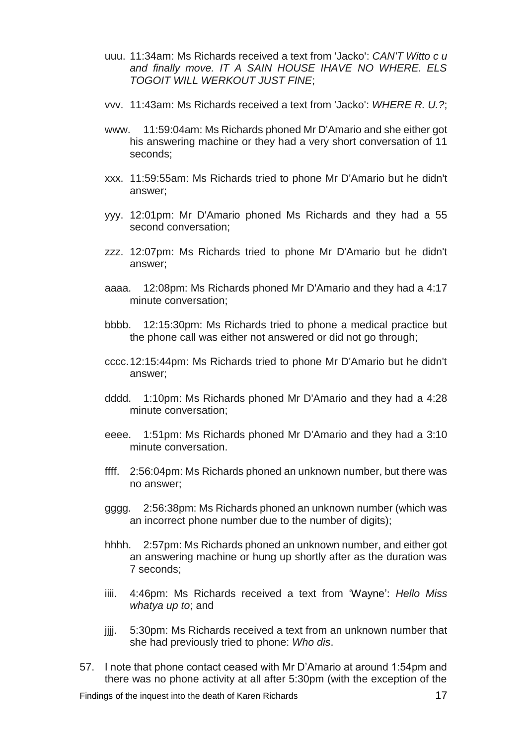uuu. 11:34am: Ms Richards received a text from 'Jacko': *CAN'T Witto c u and finally move. IT A SAIN HOUSE IHAVE NO WHERE. ELS TOGOIT WILL WERKOUT JUST FINE*;

vvv. 11:43am: Ms Richards received a text from 'Jacko': *WHERE R. U.?*;

www. 11:59:04am: Ms Richards phoned Mr D'Amario and she either got his answering machine or they had a very short conversation of 11 seconds;

xxx. 11:59:55am: Ms Richards tried to phone Mr D'Amario but he didn't answer;

yyy. 12:01pm: Mr D'Amario phoned Ms Richards and they had a 55 second conversation;

zzz. 12:07pm: Ms Richards tried to phone Mr D'Amario but he didn't answer;

aaaa. 12:08pm: Ms Richards phoned Mr D'Amario and they had a 4:17 minute conversation;

bbbb. 12:15:30pm: Ms Richards tried to phone a medical practice but the phone call was either not answered or did not go through;

cccc. 12:15:44pm: Ms Richards tried to phone Mr D'Amario but he didn't answer;

dddd. 1:10pm: Ms Richards phoned Mr D'Amario and they had a 4:28 minute conversation;

eeee. 1:51pm: Ms Richards phoned Mr D'Amario and they had a 3:10 minute conversation.

ffff. 2:56:04pm: Ms Richards phoned an unknown number, but there was no answer;

gggg. 2:56:38pm: Ms Richards phoned an unknown number (which was an incorrect phone number due to the number of digits);

hhhh. 2:57pm: Ms Richards phoned an unknown number, and either got an answering machine or hung up shortly after as the duration was 7 seconds;

iiii. 4:46pm: Ms Richards received a text from 'Wayne': *Hello Miss whatya up to*; and

jjjj. 5:30pm: Ms Richards received a text from an unknown number that she had previously tried to phone: *Who dis*.

57. I note that phone contact ceased with Mr D'Amario at around 1:54pm and there was no phone activity at all after 5:30pm (with the exception of the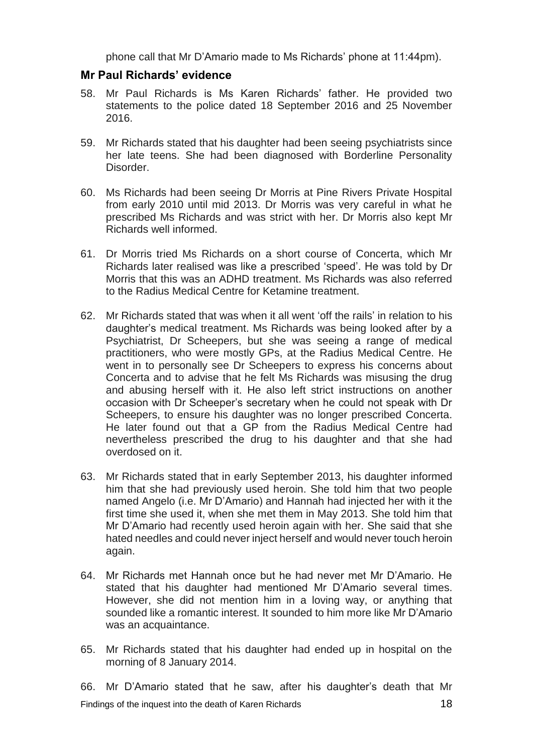phone call that Mr D'Amario made to Ms Richards' phone at 11:44pm).

## Mr Paul Richards' evidence

58. Mr Paul Richards is Ms Karen Richards' father. He provided two statements to the police dated 18 September 2016 and 25 November 2016.

59. Mr Richards stated that his daughter had been seeing psychiatrists since her late teens. She had been diagnosed with Borderline Personality Disorder.

60. Ms Richards had been seeing Dr Morris at Pine Rivers Private Hospital from early 2010 until mid 2013. Dr Morris was very careful in what he prescribed Ms Richards and was strict with her. Dr Morris also kept Mr Richards well informed.

61. Dr Morris tried Ms Richards on a short course of Concerta, which Mr Richards later realised was like a prescribed 'speed'. He was told by Dr Morris that this was an ADHD treatment. Ms Richards was also referred to the Radius Medical Centre for Ketamine treatment.

62. Mr Richards stated that was when it all went 'off the rails' in relation to his daughter's medical treatment. Ms Richards was being looked after by a Psychiatrist, Dr Scheepers, but she was seeing a range of medical practitioners, who were mostly GPs, at the Radius Medical Centre. He went in to personally see Dr Scheepers to express his concerns about Concerta and to advise that he felt Ms Richards was misusing the drug and abusing herself with it. He also left strict instructions on another occasion with Dr Scheeper's secretary when he could not speak with Dr Scheepers, to ensure his daughter was no longer prescribed Concerta. He later found out that a GP from the Radius Medical Centre had nevertheless prescribed the drug to his daughter and that she had overdosed on it.

63. Mr Richards stated that in early September 2013, his daughter informed him that she had previously used heroin. She told him that two people named Angelo (i.e. Mr D'Amario) and Hannah had injected her with it the first time she used it, when she met them in May 2013. She told him that Mr D'Amario had recently used heroin again with her. She said that she hated needles and could never inject herself and would never touch heroin again.

64. Mr Richards met Hannah once but he had never met Mr D'Amario. He stated that his daughter had mentioned Mr D'Amario several times. However, she did not mention him in a loving way, or anything that sounded like a romantic interest. It sounded to him more like Mr D'Amario was an acquaintance.

65. Mr Richards stated that his daughter had ended up in hospital on the morning of 8 January 2014.

66. Mr D'Amario stated that he saw, after his daughter's death that Mr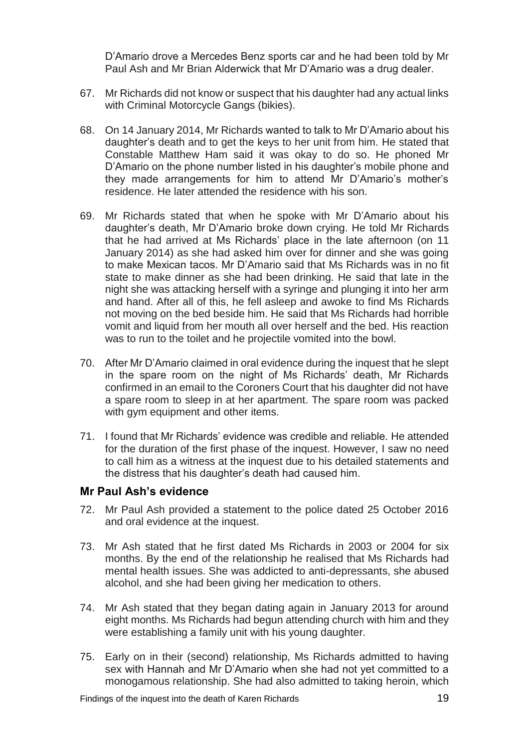D'Amario drove a Mercedes Benz sports car and he had been told by Mr Paul Ash and Mr Brian Alderwick that Mr D'Amario was a drug dealer.

67. Mr Richards did not know or suspect that his daughter had any actual links with Criminal Motorcycle Gangs (bikies).

68. On 14 January 2014, Mr Richards wanted to talk to Mr D'Amario about his daughter's death and to get the keys to her unit from him. He stated that Constable Matthew Ham said it was okay to do so. He phoned Mr D'Amario on the phone number listed in his daughter's mobile phone and they made arrangements for him to attend Mr D'Amario's mother's residence. He later attended the residence with his son.

69. Mr Richards stated that when he spoke with Mr D'Amario about his daughter's death, Mr D'Amario broke down crying. He told Mr Richards that he had arrived at Ms Richards' place in the late afternoon (on 11 January 2014) as she had asked him over for dinner and she was going to make Mexican tacos. Mr D'Amario said that Ms Richards was in no fit state to make dinner as she had been drinking. He said that late in the night she was attacking herself with a syringe and plunging it into her arm and hand. After all of this, he fell asleep and awoke to find Ms Richards not moving on the bed beside him. He said that Ms Richards had horrible vomit and liquid from her mouth all over herself and the bed. His reaction was to run to the toilet and he projectile vomited into the bowl.

70. After Mr D'Amario claimed in oral evidence during the inquest that he slept in the spare room on the night of Ms Richards' death, Mr Richards confirmed in an email to the Coroners Court that his daughter did not have a spare room to sleep in at her apartment. The spare room was packed with gym equipment and other items.

71. I found that Mr Richards' evidence was credible and reliable. He attended for the duration of the first phase of the inquest. However, I saw no need to call him as a witness at the inquest due to his detailed statements and the distress that his daughter's death had caused him.

### Mr Paul Ash's evidence

72. Mr Paul Ash provided a statement to the police dated 25 October 2016 and oral evidence at the inquest.

73. Mr Ash stated that he first dated Ms Richards in 2003 or 2004 for six months. By the end of the relationship he realised that Ms Richards had mental health issues. She was addicted to anti-depressants, she abused alcohol, and she had been giving her medication to others.

74. Mr Ash stated that they began dating again in January 2013 for around eight months. Ms Richards had begun attending church with him and they were establishing a family unit with his young daughter.

75. Early on in their (second) relationship, Ms Richards admitted to having sex with Hannah and Mr D'Amario when she had not yet committed to a monogamous relationship. She had also admitted to taking heroin, which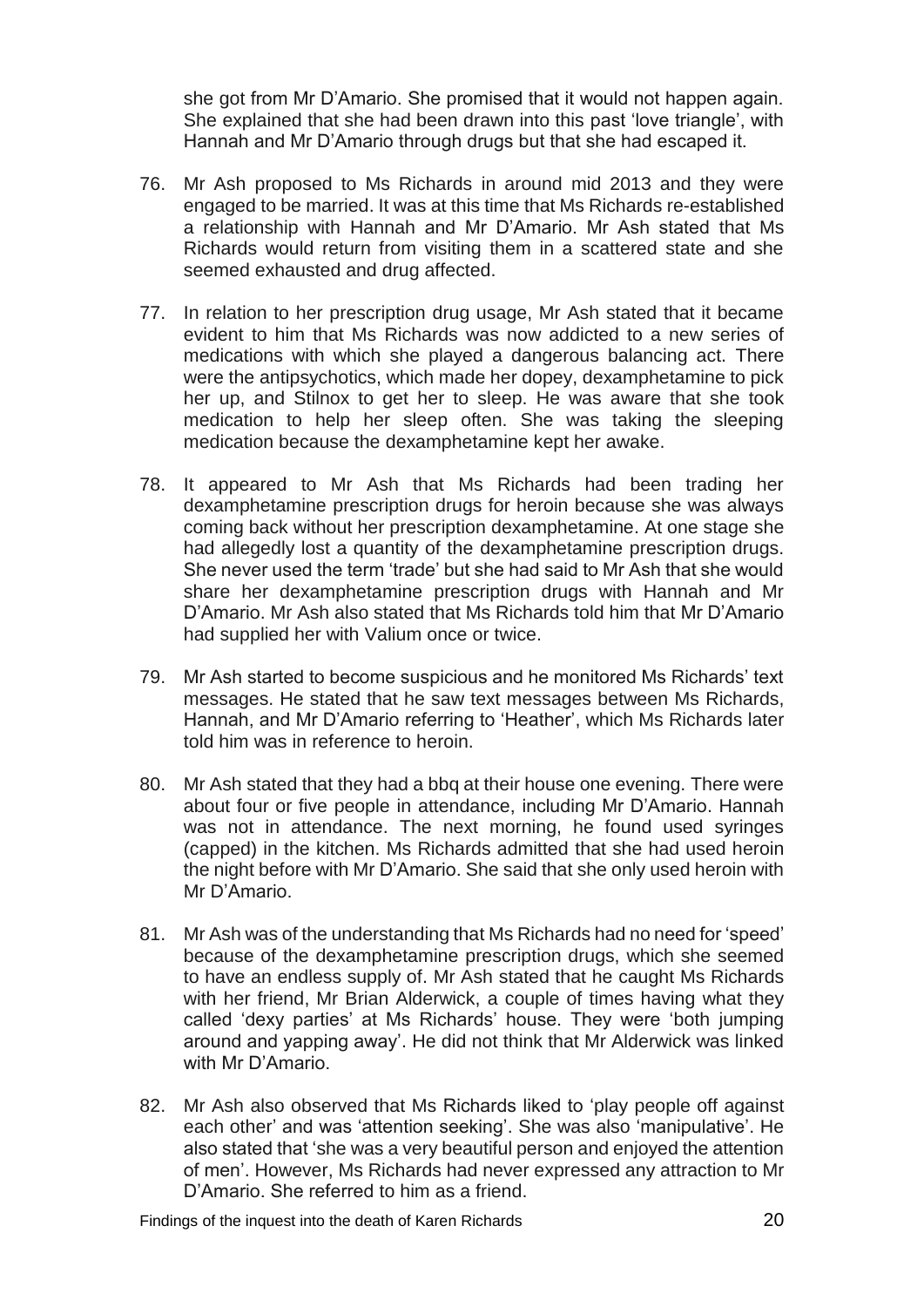she got from Mr D'Amario. She promised that it would not happen again. She explained that she had been drawn into this past 'love triangle', with Hannah and Mr D'Amario through drugs but that she had escaped it.

76. Mr Ash proposed to Ms Richards in around mid 2013 and they were engaged to be married. It was at this time that Ms Richards re-established a relationship with Hannah and Mr D'Amario. Mr Ash stated that Ms Richards would return from visiting them in a scattered state and she seemed exhausted and drug affected.

77. In relation to her prescription drug usage, Mr Ash stated that it became evident to him that Ms Richards was now addicted to a new series of medications with which she played a dangerous balancing act. There were the antipsychotics, which made her dopey, dexamphetamine to pick her up, and Stilnox to get her to sleep. He was aware that she took medication to help her sleep often. She was taking the sleeping medication because the dexamphetamine kept her awake.

78. It appeared to Mr Ash that Ms Richards had been trading her dexamphetamine prescription drugs for heroin because she was always coming back without her prescription dexamphetamine. At one stage she had allegedly lost a quantity of the dexamphetamine prescription drugs. She never used the term 'trade' but she had said to Mr Ash that she would share her dexamphetamine prescription drugs with Hannah and Mr D'Amario. Mr Ash also stated that Ms Richards told him that Mr D'Amario had supplied her with Valium once or twice.

79. Mr Ash started to become suspicious and he monitored Ms Richards' text messages. He stated that he saw text messages between Ms Richards, Hannah, and Mr D'Amario referring to 'Heather', which Ms Richards later told him was in reference to heroin.

80. Mr Ash stated that they had a bbq at their house one evening. There were about four or five people in attendance, including Mr D'Amario. Hannah was not in attendance. The next morning, he found used syringes (capped) in the kitchen. Ms Richards admitted that she had used heroin the night before with Mr D'Amario. She said that she only used heroin with Mr D'Amario.

81. Mr Ash was of the understanding that Ms Richards had no need for 'speed' because of the dexamphetamine prescription drugs, which she seemed to have an endless supply of. Mr Ash stated that he caught Ms Richards with her friend, Mr Brian Alderwick, a couple of times having what they called 'dexy parties' at Ms Richards' house. They were 'both jumping around and yapping away'. He did not think that Mr Alderwick was linked with Mr D'Amario.

82. Mr Ash also observed that Ms Richards liked to 'play people off against each other' and was 'attention seeking'. She was also 'manipulative'. He also stated that 'she was a very beautiful person and enjoyed the attention of men'. However, Ms Richards had never expressed any attraction to Mr D'Amario. She referred to him as a friend.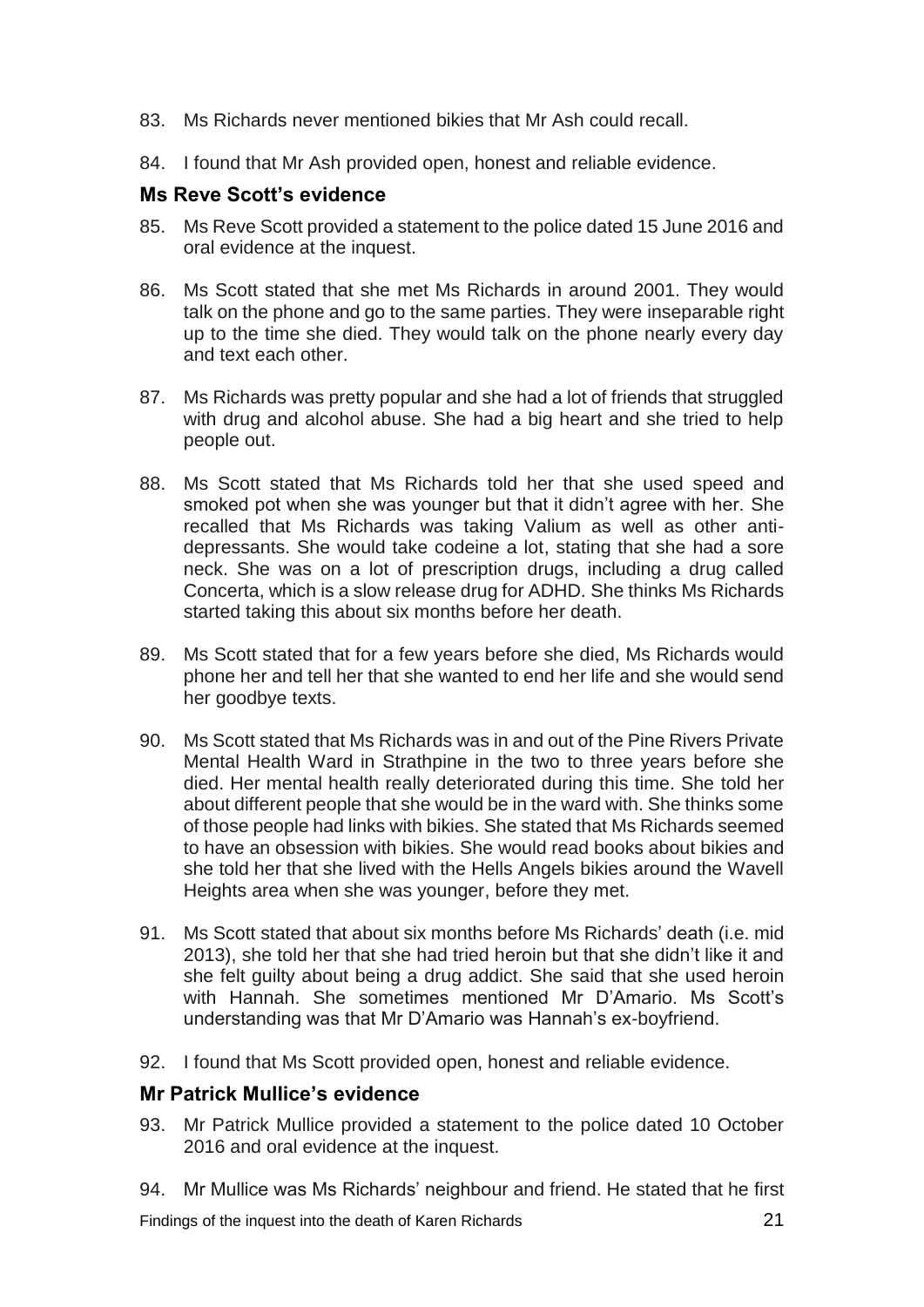83. Ms Richards never mentioned bikies that Mr Ash could recall.

84. I found that Mr Ash provided open, honest and reliable evidence.

### Ms Reve Scott's evidence

85. Ms Reve Scott provided a statement to the police dated 15 June 2016 and oral evidence at the inquest.

86. Ms Scott stated that she met Ms Richards in around 2001. They would talk on the phone and go to the same parties. They were inseparable right up to the time she died. They would talk on the phone nearly every day and text each other.

87. Ms Richards was pretty popular and she had a lot of friends that struggled with drug and alcohol abuse. She had a big heart and she tried to help people out.

88. Ms Scott stated that Ms Richards told her that she used speed and smoked pot when she was younger but that it didn't agree with her. She recalled that Ms Richards was taking Valium as well as other anti-depressants. She would take codeine a lot, stating that she had a sore neck. She was on a lot of prescription drugs, including a drug called Concerta, which is a slow release drug for ADHD. She thinks Ms Richards started taking this about six months before her death.

89. Ms Scott stated that for a few years before she died, Ms Richards would phone her and tell her that she wanted to end her life and she would send her goodbye texts.

90. Ms Scott stated that Ms Richards was in and out of the Pine Rivers Private Mental Health Ward in Strathpine in the two to three years before she died. Her mental health really deteriorated during this time. She told her about different people that she would be in the ward with. She thinks some of those people had links with bikies. She stated that Ms Richards seemed to have an obsession with bikies. She would read books about bikies and she told her that she lived with the Hells Angels bikies around the Wavell Heights area when she was younger, before they met.

91. Ms Scott stated that about six months before Ms Richards' death (i.e. mid 2013), she told her that she had tried heroin but that she didn't like it and she felt guilty about being a drug addict. She said that she used heroin with Hannah. She sometimes mentioned Mr D'Amario. Ms Scott's understanding was that Mr D'Amario was Hannah's ex-boyfriend.

92. I found that Ms Scott provided open, honest and reliable evidence.

### Mr Patrick Mullice's evidence

93. Mr Patrick Mullice provided a statement to the police dated 10 October 2016 and oral evidence at the inquest.

94. Mr Mullice was Ms Richards' neighbour and friend. He stated that he first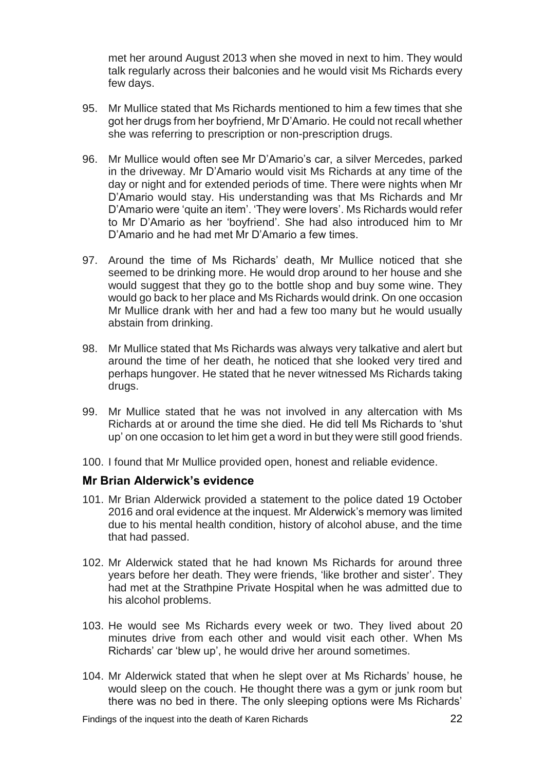met her around August 2013 when she moved in next to him. They would talk regularly across their balconies and he would visit Ms Richards every few days.

95. Mr Mullice stated that Ms Richards mentioned to him a few times that she got her drugs from her boyfriend, Mr D'Amario. He could not recall whether she was referring to prescription or non-prescription drugs.

96. Mr Mullice would often see Mr D'Amario's car, a silver Mercedes, parked in the driveway. Mr D'Amario would visit Ms Richards at any time of the day or night and for extended periods of time. There were nights when Mr D'Amario would stay. His understanding was that Ms Richards and Mr D'Amario were 'quite an item'. 'They were lovers'. Ms Richards would refer to Mr D'Amario as her 'boyfriend'. She had also introduced him to Mr D'Amario and he had met Mr D'Amario a few times.

97. Around the time of Ms Richards' death, Mr Mullice noticed that she seemed to be drinking more. He would drop around to her house and she would suggest that they go to the bottle shop and buy some wine. They would go back to her place and Ms Richards would drink. On one occasion Mr Mullice drank with her and had a few too many but he would usually abstain from drinking.

98. Mr Mullice stated that Ms Richards was always very talkative and alert but around the time of her death, he noticed that she looked very tired and perhaps hungover. He stated that he never witnessed Ms Richards taking drugs.

99. Mr Mullice stated that he was not involved in any altercation with Ms Richards at or around the time she died. He did tell Ms Richards to 'shut up' on one occasion to let him get a word in but they were still good friends.

100. I found that Mr Mullice provided open, honest and reliable evidence.

### Mr Brian Alderwick's evidence

101. Mr Brian Alderwick provided a statement to the police dated 19 October 2016 and oral evidence at the inquest. Mr Alderwick's memory was limited due to his mental health condition, history of alcohol abuse, and the time that had passed.

102. Mr Alderwick stated that he had known Ms Richards for around three years before her death. They were friends, 'like brother and sister'. They had met at the Strathpine Private Hospital when he was admitted due to his alcohol problems.

103. He would see Ms Richards every week or two. They lived about 20 minutes drive from each other and would visit each other. When Ms Richards' car 'blew up', he would drive her around sometimes.

104. Mr Alderwick stated that when he slept over at Ms Richards' house, he would sleep on the couch. He thought there was a gym or junk room but there was no bed in there. The only sleeping options were Ms Richards'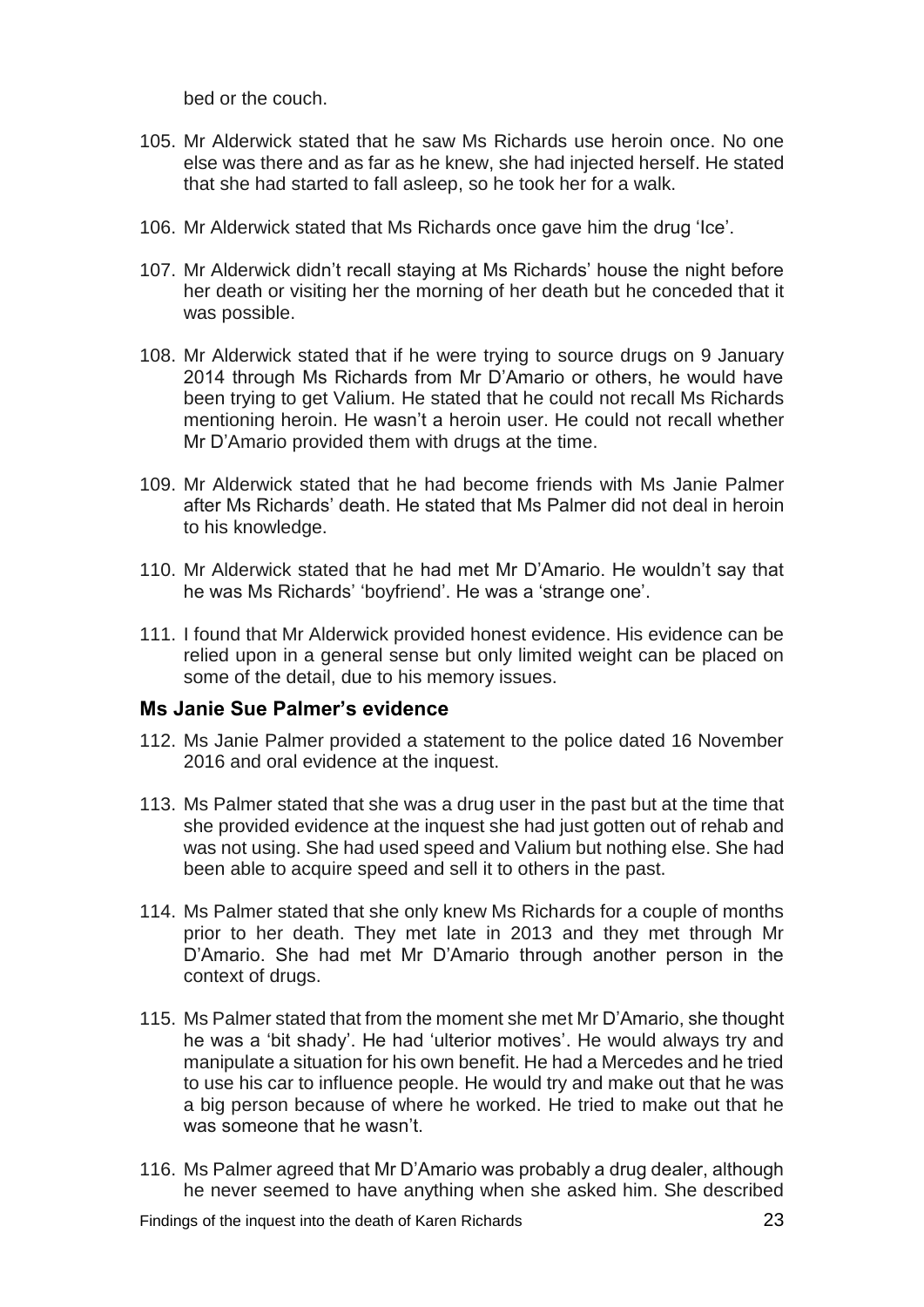bed or the couch.

105. Mr Alderwick stated that he saw Ms Richards use heroin once. No one else was there and as far as he knew, she had injected herself. He stated that she had started to fall asleep, so he took her for a walk.

106. Mr Alderwick stated that Ms Richards once gave him the drug 'Ice'.

107. Mr Alderwick didn't recall staying at Ms Richards' house the night before her death or visiting her the morning of her death but he conceded that it was possible.

108. Mr Alderwick stated that if he were trying to source drugs on 9 January 2014 through Ms Richards from Mr D'Amario or others, he would have been trying to get Valium. He stated that he could not recall Ms Richards mentioning heroin. He wasn't a heroin user. He could not recall whether Mr D'Amario provided them with drugs at the time.

109. Mr Alderwick stated that he had become friends with Ms Janie Palmer after Ms Richards' death. He stated that Ms Palmer did not deal in heroin to his knowledge.

110. Mr Alderwick stated that he had met Mr D'Amario. He wouldn't say that he was Ms Richards' 'boyfriend'. He was a 'strange one'.

111. I found that Mr Alderwick provided honest evidence. His evidence can be relied upon in a general sense but only limited weight can be placed on some of the detail, due to his memory issues.

## Ms Janie Sue Palmer's evidence

112. Ms Janie Palmer provided a statement to the police dated 16 November 2016 and oral evidence at the inquest.

113. Ms Palmer stated that she was a drug user in the past but at the time that she provided evidence at the inquest she had just gotten out of rehab and was not using. She had used speed and Valium but nothing else. She had been able to acquire speed and sell it to others in the past.

114. Ms Palmer stated that she only knew Ms Richards for a couple of months prior to her death. They met late in 2013 and they met through Mr D'Amario. She had met Mr D'Amario through another person in the context of drugs.

115. Ms Palmer stated that from the moment she met Mr D'Amario, she thought he was a 'bit shady'. He had 'ulterior motives'. He would always try and manipulate a situation for his own benefit. He had a Mercedes and he tried to use his car to influence people. He would try and make out that he was a big person because of where he worked. He tried to make out that he was someone that he wasn't.

116. Ms Palmer agreed that Mr D'Amario was probably a drug dealer, although he never seemed to have anything when she asked him. She described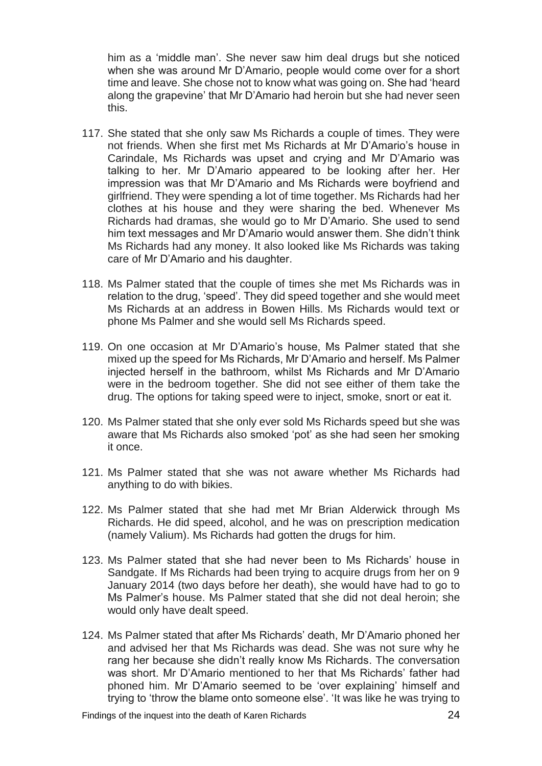him as a 'middle man'. She never saw him deal drugs but she noticed when she was around Mr D'Amario, people would come over for a short time and leave. She chose not to know what was going on. She had 'heard along the grapevine' that Mr D'Amario had heroin but she had never seen this.

117. She stated that she only saw Ms Richards a couple of times. They were not friends. When she first met Ms Richards at Mr D'Amario's house in Carindale, Ms Richards was upset and crying and Mr D'Amario was talking to her. Mr D'Amario appeared to be looking after her. Her impression was that Mr D'Amario and Ms Richards were boyfriend and girlfriend. They were spending a lot of time together. Ms Richards had her clothes at his house and they were sharing the bed. Whenever Ms Richards had dramas, she would go to Mr D'Amario. She used to send him text messages and Mr D'Amario would answer them. She didn't think Ms Richards had any money. It also looked like Ms Richards was taking care of Mr D'Amario and his daughter.

118. Ms Palmer stated that the couple of times she met Ms Richards was in relation to the drug, 'speed'. They did speed together and she would meet Ms Richards at an address in Bowen Hills. Ms Richards would text or phone Ms Palmer and she would sell Ms Richards speed.

119. On one occasion at Mr D'Amario's house, Ms Palmer stated that she mixed up the speed for Ms Richards, Mr D'Amario and herself. Ms Palmer injected herself in the bathroom, whilst Ms Richards and Mr D'Amario were in the bedroom together. She did not see either of them take the drug. The options for taking speed were to inject, smoke, snort or eat it.

120. Ms Palmer stated that she only ever sold Ms Richards speed but she was aware that Ms Richards also smoked 'pot' as she had seen her smoking it once.

121. Ms Palmer stated that she was not aware whether Ms Richards had anything to do with bikies.

122. Ms Palmer stated that she had met Mr Brian Alderwick through Ms Richards. He did speed, alcohol, and he was on prescription medication (namely Valium). Ms Richards had gotten the drugs for him.

123. Ms Palmer stated that she had never been to Ms Richards' house in Sandgate. If Ms Richards had been trying to acquire drugs from her on 9 January 2014 (two days before her death), she would have had to go to Ms Palmer's house. Ms Palmer stated that she did not deal heroin; she would only have dealt speed.

124. Ms Palmer stated that after Ms Richards' death, Mr D'Amario phoned her and advised her that Ms Richards was dead. She was not sure why he rang her because she didn't really know Ms Richards. The conversation was short. Mr D'Amario mentioned to her that Ms Richards' father had phoned him. Mr D'Amario seemed to be 'over explaining' himself and trying to 'throw the blame onto someone else'. 'It was like he was trying to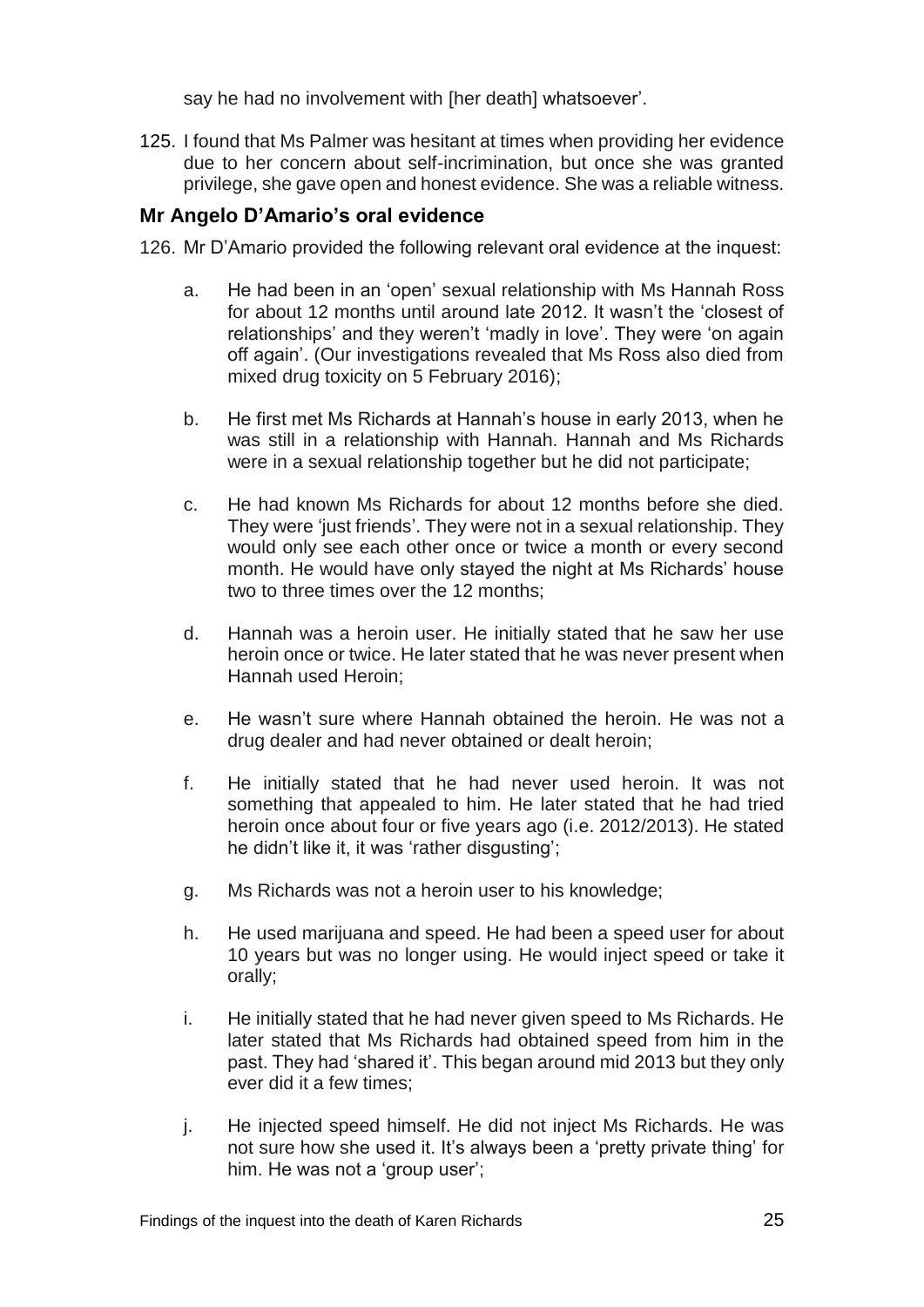say he had no involvement with [her death] whatsoever'.

125. I found that Ms Palmer was hesitant at times when providing her evidence due to her concern about self-incrimination, but once she was granted privilege, she gave open and honest evidence. She was a reliable witness.

### Mr Angelo D'Amario's oral evidence

126. Mr D'Amario provided the following relevant oral evidence at the inquest:

   a. He had been in an 'open' sexual relationship with Ms Hannah Ross for about 12 months until around late 2012. It wasn't the 'closest of relationships' and they weren't 'madly in love'. They were 'on again off again'. (Our investigations revealed that Ms Ross also died from mixed drug toxicity on 5 February 2016);

   b. He first met Ms Richards at Hannah's house in early 2013, when he was still in a relationship with Hannah. Hannah and Ms Richards were in a sexual relationship together but he did not participate;

   c. He had known Ms Richards for about 12 months before she died. They were 'just friends'. They were not in a sexual relationship. They would only see each other once or twice a month or every second month. He would have only stayed the night at Ms Richards' house two to three times over the 12 months;

   d. Hannah was a heroin user. He initially stated that he saw her use heroin once or twice. He later stated that he was never present when Hannah used Heroin;

   e. He wasn't sure where Hannah obtained the heroin. He was not a drug dealer and had never obtained or dealt heroin;

   f. He initially stated that he had never used heroin. It was not something that appealed to him. He later stated that he had tried heroin once about four or five years ago (i.e. 2012/2013). He stated he didn't like it, it was 'rather disgusting';

   g. Ms Richards was not a heroin user to his knowledge;

   h. He used marijuana and speed. He had been a speed user for about 10 years but was no longer using. He would inject speed or take it orally;

   i. He initially stated that he had never given speed to Ms Richards. He later stated that Ms Richards had obtained speed from him in the past. They had 'shared it'. This began around mid 2013 but they only ever did it a few times;

   j. He injected speed himself. He did not inject Ms Richards. He was not sure how she used it. It's always been a 'pretty private thing' for him. He was not a 'group user';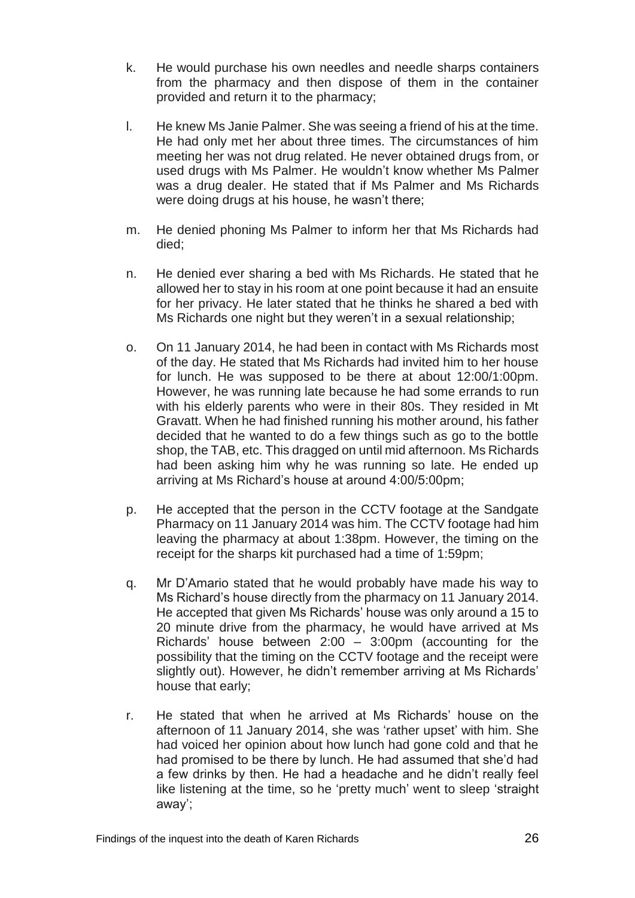k. He would purchase his own needles and needle sharps containers from the pharmacy and then dispose of them in the container provided and return it to the pharmacy;

l. He knew Ms Janie Palmer. She was seeing a friend of his at the time. He had only met her about three times. The circumstances of him meeting her was not drug related. He never obtained drugs from, or used drugs with Ms Palmer. He wouldn't know whether Ms Palmer was a drug dealer. He stated that if Ms Palmer and Ms Richards were doing drugs at his house, he wasn't there;

m. He denied phoning Ms Palmer to inform her that Ms Richards had died;

n. He denied ever sharing a bed with Ms Richards. He stated that he allowed her to stay in his room at one point because it had an ensuite for her privacy. He later stated that he thinks he shared a bed with Ms Richards one night but they weren't in a sexual relationship;

o. On 11 January 2014, he had been in contact with Ms Richards most of the day. He stated that Ms Richards had invited him to her house for lunch. He was supposed to be there at about 12:00/1:00pm. However, he was running late because he had some errands to run with his elderly parents who were in their 80s. They resided in Mt Gravatt. When he had finished running his mother around, his father decided that he wanted to do a few things such as go to the bottle shop, the TAB, etc. This dragged on until mid afternoon. Ms Richards had been asking him why he was running so late. He ended up arriving at Ms Richard's house at around 4:00/5:00pm;

p. He accepted that the person in the CCTV footage at the Sandgate Pharmacy on 11 January 2014 was him. The CCTV footage had him leaving the pharmacy at about 1:38pm. However, the timing on the receipt for the sharps kit purchased had a time of 1:59pm;

q. Mr D'Amario stated that he would probably have made his way to Ms Richard's house directly from the pharmacy on 11 January 2014. He accepted that given Ms Richards' house was only around a 15 to 20 minute drive from the pharmacy, he would have arrived at Ms Richards' house between 2:00 – 3:00pm (accounting for the possibility that the timing on the CCTV footage and the receipt were slightly out). However, he didn't remember arriving at Ms Richards' house that early;

r. He stated that when he arrived at Ms Richards' house on the afternoon of 11 January 2014, she was 'rather upset' with him. She had voiced her opinion about how lunch had gone cold and that he had promised to be there by lunch. He had assumed that she'd had a few drinks by then. He had a headache and he didn't really feel like listening at the time, so he 'pretty much' went to sleep 'straight away';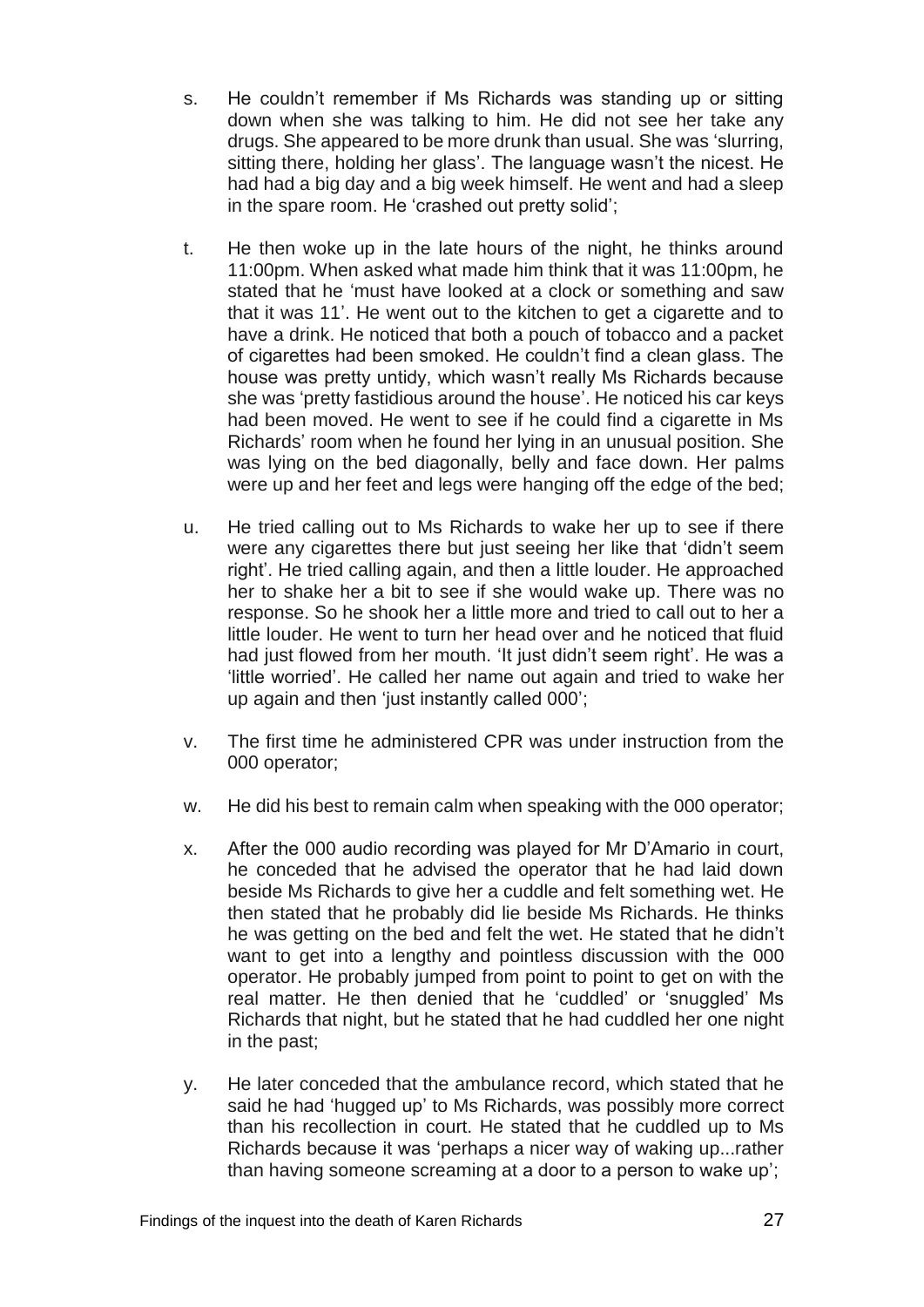s. He couldn't remember if Ms Richards was standing up or sitting down when she was talking to him. He did not see her take any drugs. She appeared to be more drunk than usual. She was 'slurring, sitting there, holding her glass'. The language wasn't the nicest. He had had a big day and a big week himself. He went and had a sleep in the spare room. He 'crashed out pretty solid';

t. He then woke up in the late hours of the night, he thinks around 11:00pm. When asked what made him think that it was 11:00pm, he stated that he 'must have looked at a clock or something and saw that it was 11'. He went out to the kitchen to get a cigarette and to have a drink. He noticed that both a pouch of tobacco and a packet of cigarettes had been smoked. He couldn't find a clean glass. The house was pretty untidy, which wasn't really Ms Richards because she was 'pretty fastidious around the house'. He noticed his car keys had been moved. He went to see if he could find a cigarette in Ms Richards' room when he found her lying in an unusual position. She was lying on the bed diagonally, belly and face down. Her palms were up and her feet and legs were hanging off the edge of the bed;

u. He tried calling out to Ms Richards to wake her up to see if there were any cigarettes there but just seeing her like that 'didn't seem right'. He tried calling again, and then a little louder. He approached her to shake her a bit to see if she would wake up. There was no response. So he shook her a little more and tried to call out to her a little louder. He went to turn her head over and he noticed that fluid had just flowed from her mouth. 'It just didn't seem right'. He was a 'little worried'. He called her name out again and tried to wake her up again and then 'just instantly called 000';

v. The first time he administered CPR was under instruction from the 000 operator;

w. He did his best to remain calm when speaking with the 000 operator;

x. After the 000 audio recording was played for Mr D'Amario in court, he conceded that he advised the operator that he had laid down beside Ms Richards to give her a cuddle and felt something wet. He then stated that he probably did lie beside Ms Richards. He thinks he was getting on the bed and felt the wet. He stated that he didn't want to get into a lengthy and pointless discussion with the 000 operator. He probably jumped from point to point to get on with the real matter. He then denied that he 'cuddled' or 'snuggled' Ms Richards that night, but he stated that he had cuddled her one night in the past;

y. He later conceded that the ambulance record, which stated that he said he had 'hugged up' to Ms Richards, was possibly more correct than his recollection in court. He stated that he cuddled up to Ms Richards because it was 'perhaps a nicer way of waking up...rather than having someone screaming at a door to a person to wake up';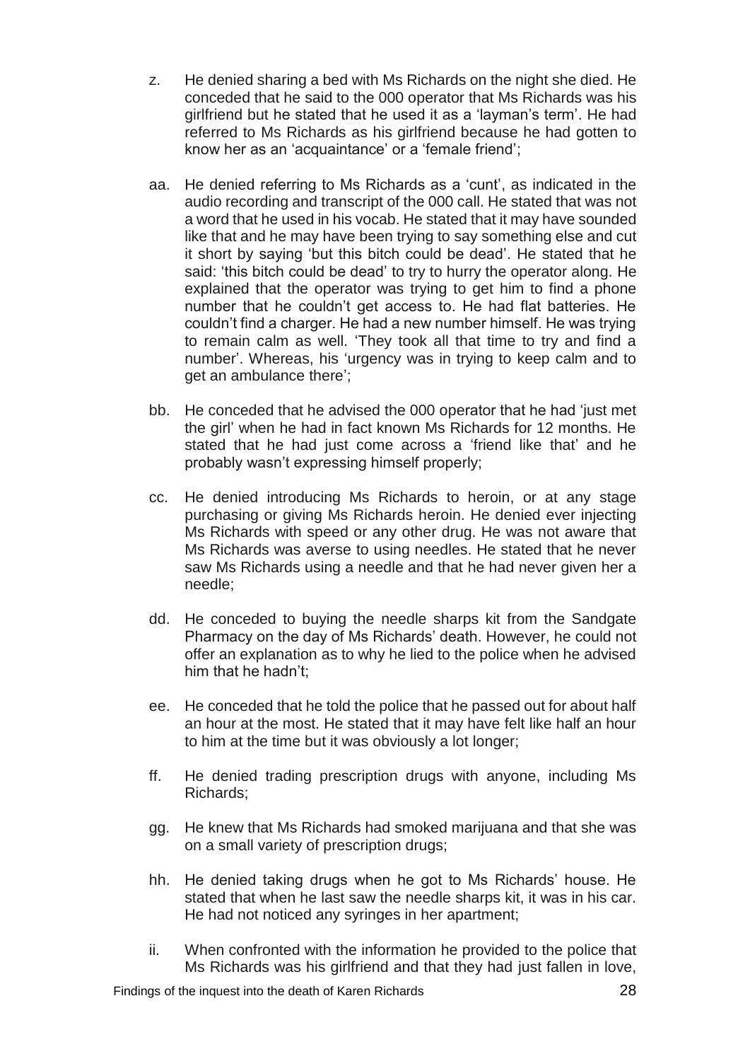z. He denied sharing a bed with Ms Richards on the night she died. He conceded that he said to the 000 operator that Ms Richards was his girlfriend but he stated that he used it as a 'layman's term'. He had referred to Ms Richards as his girlfriend because he had gotten to know her as an 'acquaintance' or a 'female friend';

aa. He denied referring to Ms Richards as a 'cunt', as indicated in the audio recording and transcript of the 000 call. He stated that was not a word that he used in his vocab. He stated that it may have sounded like that and he may have been trying to say something else and cut it short by saying 'but this bitch could be dead'. He stated that he said: 'this bitch could be dead' to try to hurry the operator along. He explained that the operator was trying to get him to find a phone number that he couldn't get access to. He had flat batteries. He couldn't find a charger. He had a new number himself. He was trying to remain calm as well. 'They took all that time to try and find a number'. Whereas, his 'urgency was in trying to keep calm and to get an ambulance there';

bb. He conceded that he advised the 000 operator that he had 'just met the girl' when he had in fact known Ms Richards for 12 months. He stated that he had just come across a 'friend like that' and he probably wasn't expressing himself properly;

cc. He denied introducing Ms Richards to heroin, or at any stage purchasing or giving Ms Richards heroin. He denied ever injecting Ms Richards with speed or any other drug. He was not aware that Ms Richards was averse to using needles. He stated that he never saw Ms Richards using a needle and that he had never given her a needle;

dd. He conceded to buying the needle sharps kit from the Sandgate Pharmacy on the day of Ms Richards' death. However, he could not offer an explanation as to why he lied to the police when he advised him that he hadn't;

ee. He conceded that he told the police that he passed out for about half an hour at the most. He stated that it may have felt like half an hour to him at the time but it was obviously a lot longer;

ff. He denied trading prescription drugs with anyone, including Ms Richards;

gg. He knew that Ms Richards had smoked marijuana and that she was on a small variety of prescription drugs;

hh. He denied taking drugs when he got to Ms Richards' house. He stated that when he last saw the needle sharps kit, it was in his car. He had not noticed any syringes in her apartment;

ii. When confronted with the information he provided to the police that Ms Richards was his girlfriend and that they had just fallen in love,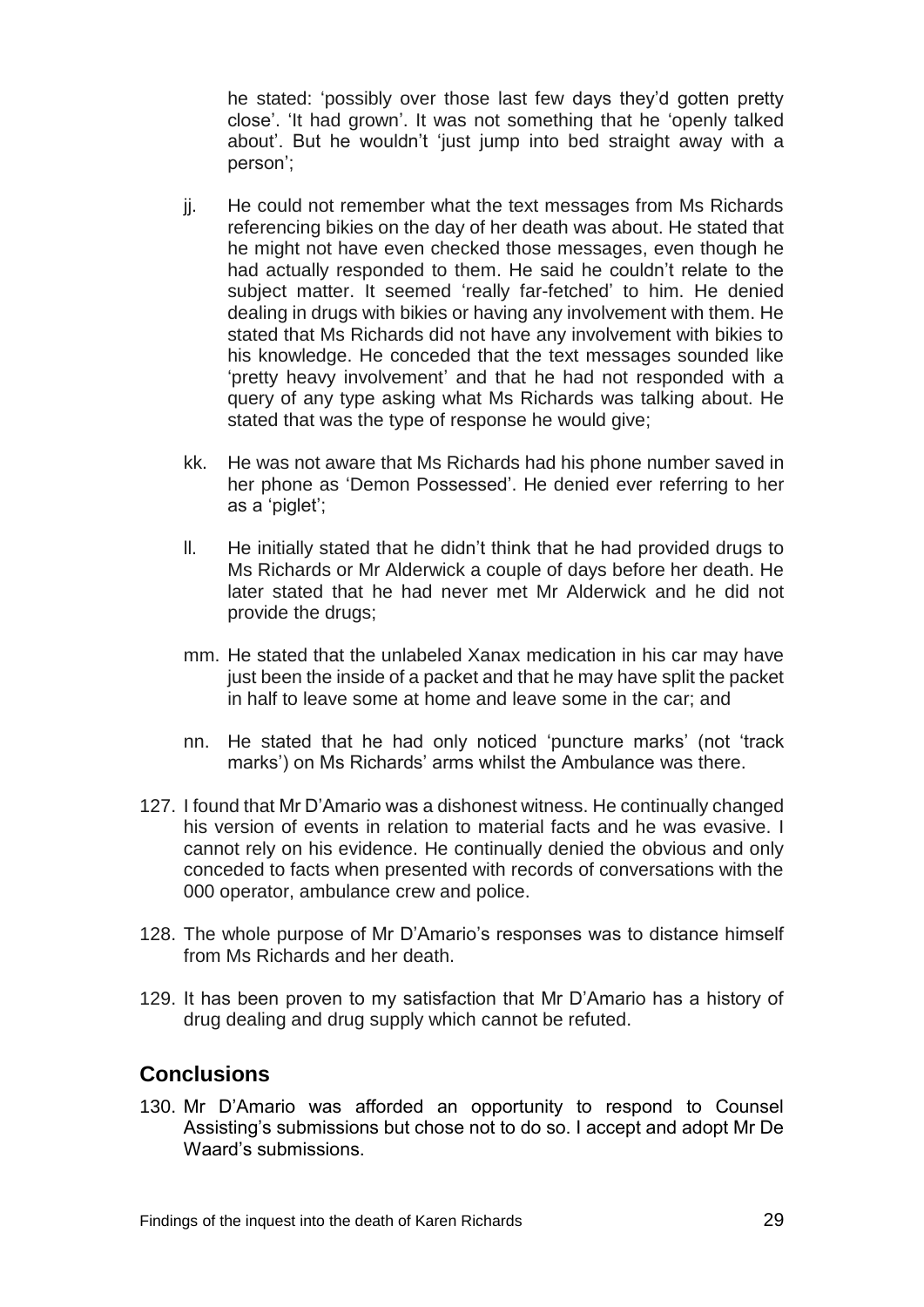he stated: 'possibly over those last few days they'd gotten pretty close'. 'It had grown'. It was not something that he 'openly talked about'. But he wouldn't 'just jump into bed straight away with a person';

jj. He could not remember what the text messages from Ms Richards referencing bikies on the day of her death was about. He stated that he might not have even checked those messages, even though he had actually responded to them. He said he couldn't relate to the subject matter. It seemed 'really far-fetched' to him. He denied dealing in drugs with bikies or having any involvement with them. He stated that Ms Richards did not have any involvement with bikies to his knowledge. He conceded that the text messages sounded like 'pretty heavy involvement' and that he had not responded with a query of any type asking what Ms Richards was talking about. He stated that was the type of response he would give;

kk. He was not aware that Ms Richards had his phone number saved in her phone as 'Demon Possessed'. He denied ever referring to her as a 'piglet';

ll. He initially stated that he didn't think that he had provided drugs to Ms Richards or Mr Alderwick a couple of days before her death. He later stated that he had never met Mr Alderwick and he did not provide the drugs;

mm. He stated that the unlabeled Xanax medication in his car may have just been the inside of a packet and that he may have split the packet in half to leave some at home and leave some in the car; and

nn. He stated that he had only noticed 'puncture marks' (not 'track marks') on Ms Richards' arms whilst the Ambulance was there.

127. I found that Mr D'Amario was a dishonest witness. He continually changed his version of events in relation to material facts and he was evasive. I cannot rely on his evidence. He continually denied the obvious and only conceded to facts when presented with records of conversations with the 000 operator, ambulance crew and police.

128. The whole purpose of Mr D'Amario's responses was to distance himself from Ms Richards and her death.

129. It has been proven to my satisfaction that Mr D'Amario has a history of drug dealing and drug supply which cannot be refuted.

## Conclusions

130. Mr D'Amario was afforded an opportunity to respond to Counsel Assisting's submissions but chose not to do so. I accept and adopt Mr De Waard's submissions.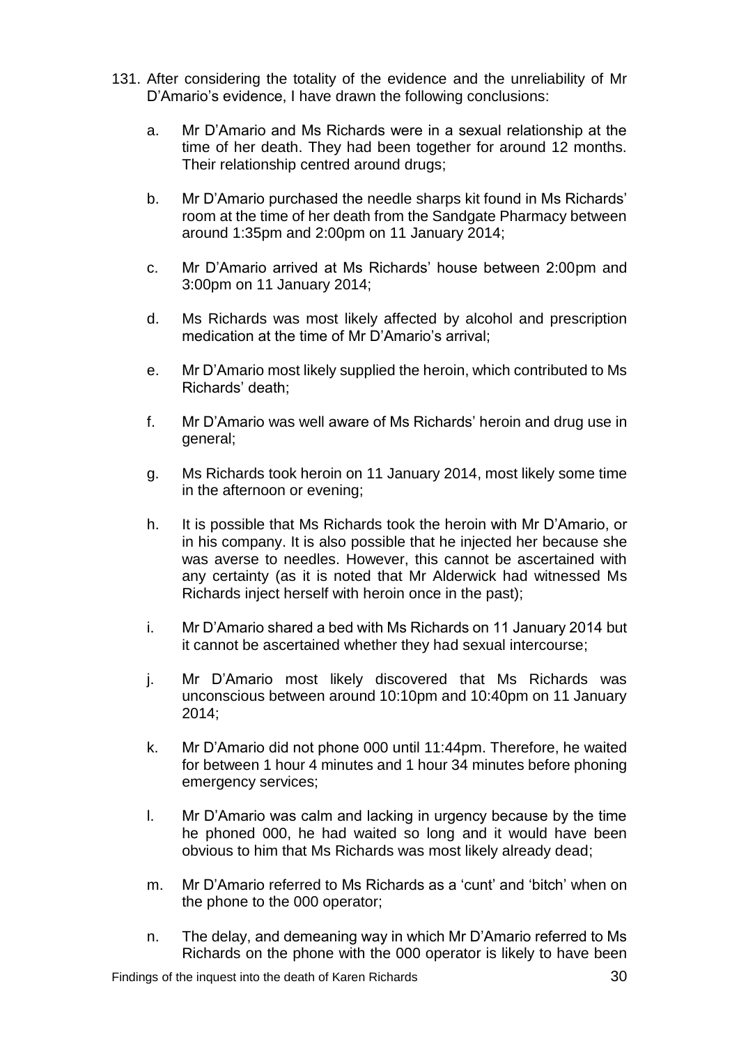131. After considering the totality of the evidence and the unreliability of Mr D'Amario's evidence, I have drawn the following conclusions:

    a. Mr D'Amario and Ms Richards were in a sexual relationship at the time of her death. They had been together for around 12 months. Their relationship centred around drugs;

    b. Mr D'Amario purchased the needle sharps kit found in Ms Richards' room at the time of her death from the Sandgate Pharmacy between around 1:35pm and 2:00pm on 11 January 2014;

    c. Mr D'Amario arrived at Ms Richards' house between 2:00pm and 3:00pm on 11 January 2014;

    d. Ms Richards was most likely affected by alcohol and prescription medication at the time of Mr D'Amario's arrival;

    e. Mr D'Amario most likely supplied the heroin, which contributed to Ms Richards' death;

    f. Mr D'Amario was well aware of Ms Richards' heroin and drug use in general;

    g. Ms Richards took heroin on 11 January 2014, most likely some time in the afternoon or evening;

    h. It is possible that Ms Richards took the heroin with Mr D'Amario, or in his company. It is also possible that he injected her because she was averse to needles. However, this cannot be ascertained with any certainty (as it is noted that Mr Alderwick had witnessed Ms Richards inject herself with heroin once in the past);

    i. Mr D'Amario shared a bed with Ms Richards on 11 January 2014 but it cannot be ascertained whether they had sexual intercourse;

    j. Mr D'Amario most likely discovered that Ms Richards was unconscious between around 10:10pm and 10:40pm on 11 January 2014;

    k. Mr D'Amario did not phone 000 until 11:44pm. Therefore, he waited for between 1 hour 4 minutes and 1 hour 34 minutes before phoning emergency services;

    l. Mr D'Amario was calm and lacking in urgency because by the time he phoned 000, he had waited so long and it would have been obvious to him that Ms Richards was most likely already dead;

    m. Mr D'Amario referred to Ms Richards as a 'cunt' and 'bitch' when on the phone to the 000 operator;

    n. The delay, and demeaning way in which Mr D'Amario referred to Ms Richards on the phone with the 000 operator is likely to have been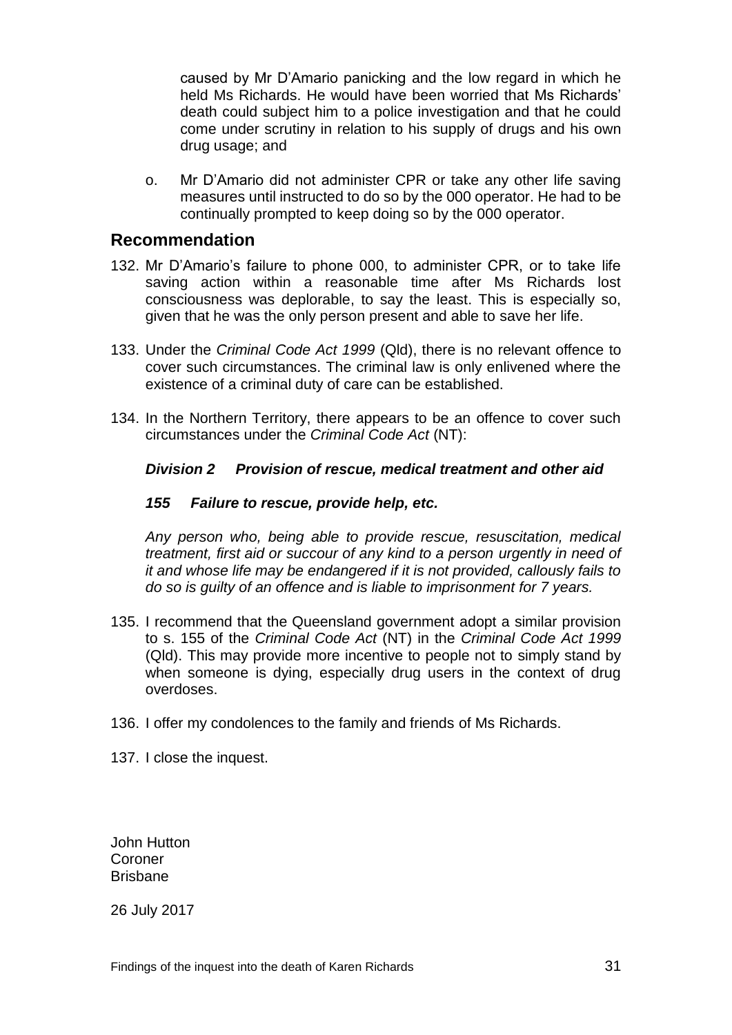caused by Mr D'Amario panicking and the low regard in which he held Ms Richards. He would have been worried that Ms Richards' death could subject him to a police investigation and that he could come under scrutiny in relation to his supply of drugs and his own drug usage; and

o. Mr D'Amario did not administer CPR or take any other life saving measures until instructed to do so by the 000 operator. He had to be continually prompted to keep doing so by the 000 operator.

## Recommendation

132. Mr D'Amario's failure to phone 000, to administer CPR, or to take life saving action within a reasonable time after Ms Richards lost consciousness was deplorable, to say the least. This is especially so, given that he was the only person present and able to save her life.

133. Under the *Criminal Code Act 1999* (Qld), there is no relevant offence to cover such circumstances. The criminal law is only enlivened where the existence of a criminal duty of care can be established.

134. In the Northern Territory, there appears to be an offence to cover such circumstances under the *Criminal Code Act* (NT):

***Division 2 Provision of rescue, medical treatment and other aid***

***155 Failure to rescue, provide help, etc.***

*Any person who, being able to provide rescue, resuscitation, medical treatment, first aid or succour of any kind to a person urgently in need of it and whose life may be endangered if it is not provided, callously fails to do so is guilty of an offence and is liable to imprisonment for 7 years.*

135. I recommend that the Queensland government adopt a similar provision to s. 155 of the *Criminal Code Act* (NT) in the *Criminal Code Act 1999* (Qld). This may provide more incentive to people not to simply stand by when someone is dying, especially drug users in the context of drug overdoses.

136. I offer my condolences to the family and friends of Ms Richards.

137. I close the inquest.

John Hutton
Coroner
Brisbane

26 July 2017